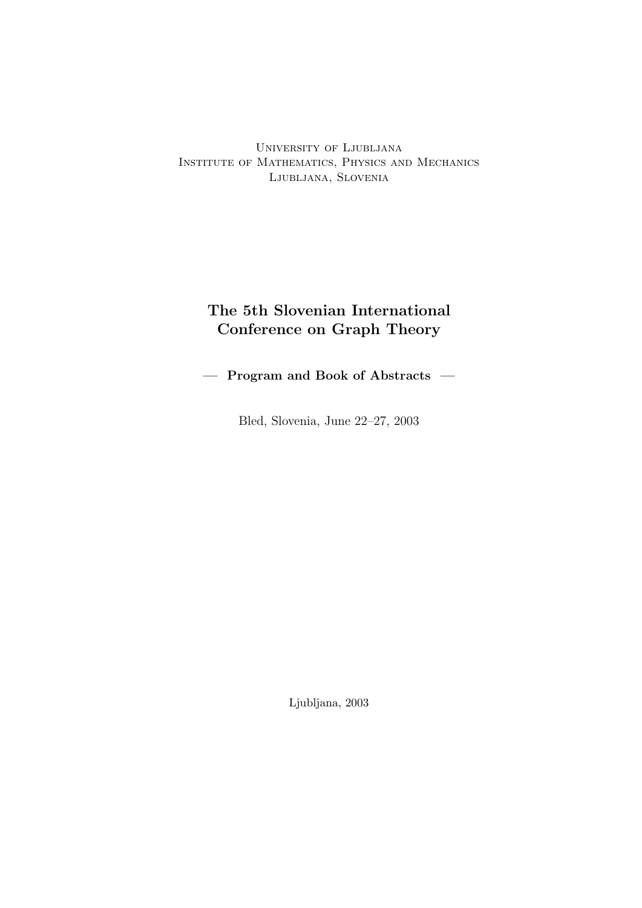University of Ljubljana
Institute of Mathematics, Physics and Mechanics
Ljubljana, Slovenia

# The 5th Slovenian International Conference on Graph Theory

**— Program and Book of Abstracts —**

Bled, Slovenia, June 22–27, 2003

Ljubljana, 2003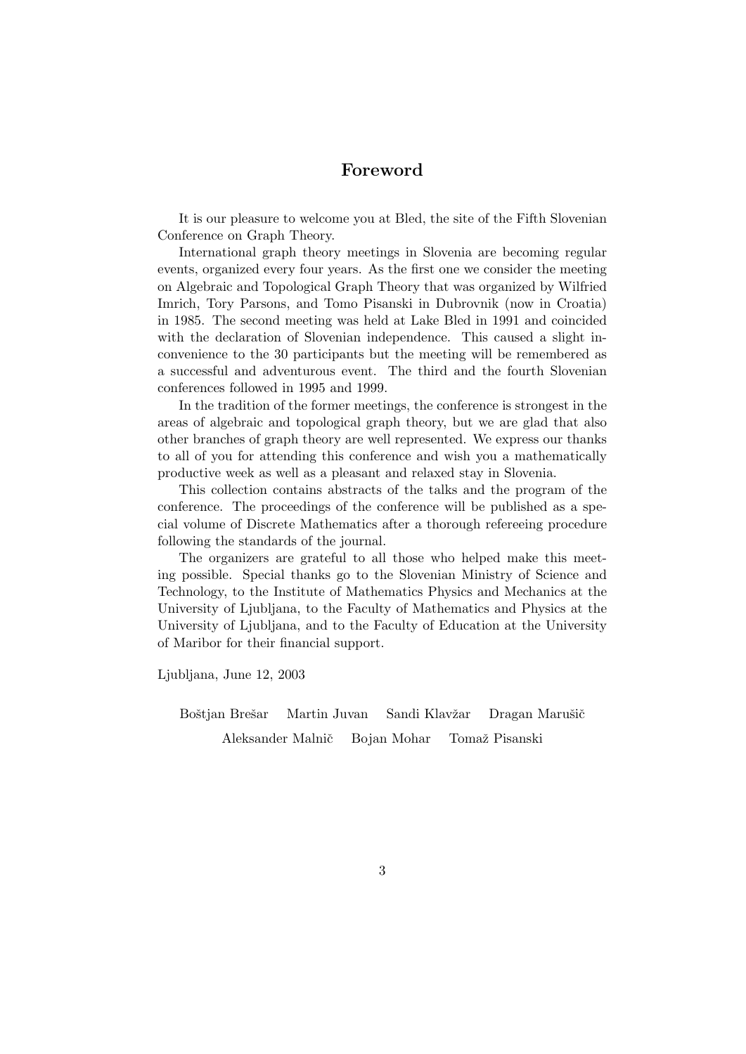# Foreword

It is our pleasure to welcome you at Bled, the site of the Fifth Slovenian Conference on Graph Theory.

International graph theory meetings in Slovenia are becoming regular events, organized every four years. As the first one we consider the meeting on Algebraic and Topological Graph Theory that was organized by Wilfried Imrich, Tory Parsons, and Tomo Pisanski in Dubrovnik (now in Croatia) in 1985. The second meeting was held at Lake Bled in 1991 and coincided with the declaration of Slovenian independence. This caused a slight inconvenience to the 30 participants but the meeting will be remembered as a successful and adventurous event. The third and the fourth Slovenian conferences followed in 1995 and 1999.

In the tradition of the former meetings, the conference is strongest in the areas of algebraic and topological graph theory, but we are glad that also other branches of graph theory are well represented. We express our thanks to all of you for attending this conference and wish you a mathematically productive week as well as a pleasant and relaxed stay in Slovenia.

This collection contains abstracts of the talks and the program of the conference. The proceedings of the conference will be published as a special volume of Discrete Mathematics after a thorough refereeing procedure following the standards of the journal.

The organizers are grateful to all those who helped make this meeting possible. Special thanks go to the Slovenian Ministry of Science and Technology, to the Institute of Mathematics Physics and Mechanics at the University of Ljubljana, to the Faculty of Mathematics and Physics at the University of Ljubljana, and to the Faculty of Education at the University of Maribor for their financial support.

Ljubljana, June 12, 2003

Boštjan Brešar    Martin Juvan    Sandi Klavžar    Dragan Marušič

Aleksander Malnič    Bojan Mohar    Tomaž Pisanski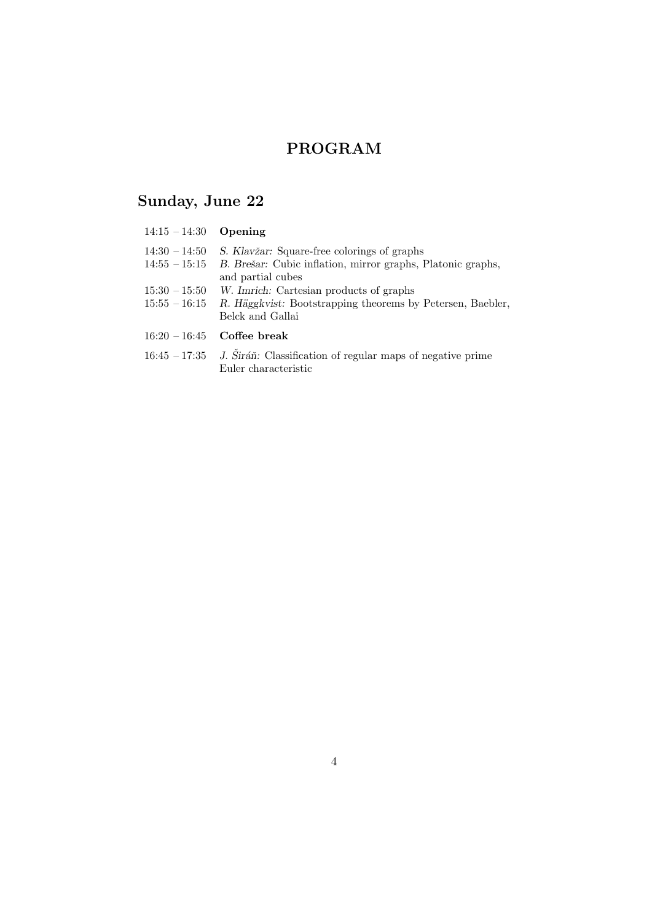# PROGRAM

## Sunday, June 22

| | |
|---|---|
| 14:15 – 14:30 | **Opening** |
| 14:30 – 14:50 | *S. Klavžar:* Square-free colorings of graphs |
| 14:55 – 15:15 | *B. Brešar:* Cubic inflation, mirror graphs, Platonic graphs, and partial cubes |
| 15:30 – 15:50 | *W. Imrich:* Cartesian products of graphs |
| 15:55 – 16:15 | *R. Häggkvist:* Bootstrapping theorems by Petersen, Baebler, Belck and Gallai |
| 16:20 – 16:45 | **Coffee break** |
| 16:45 – 17:35 | *J. Širáň:* Classification of regular maps of negative prime Euler characteristic |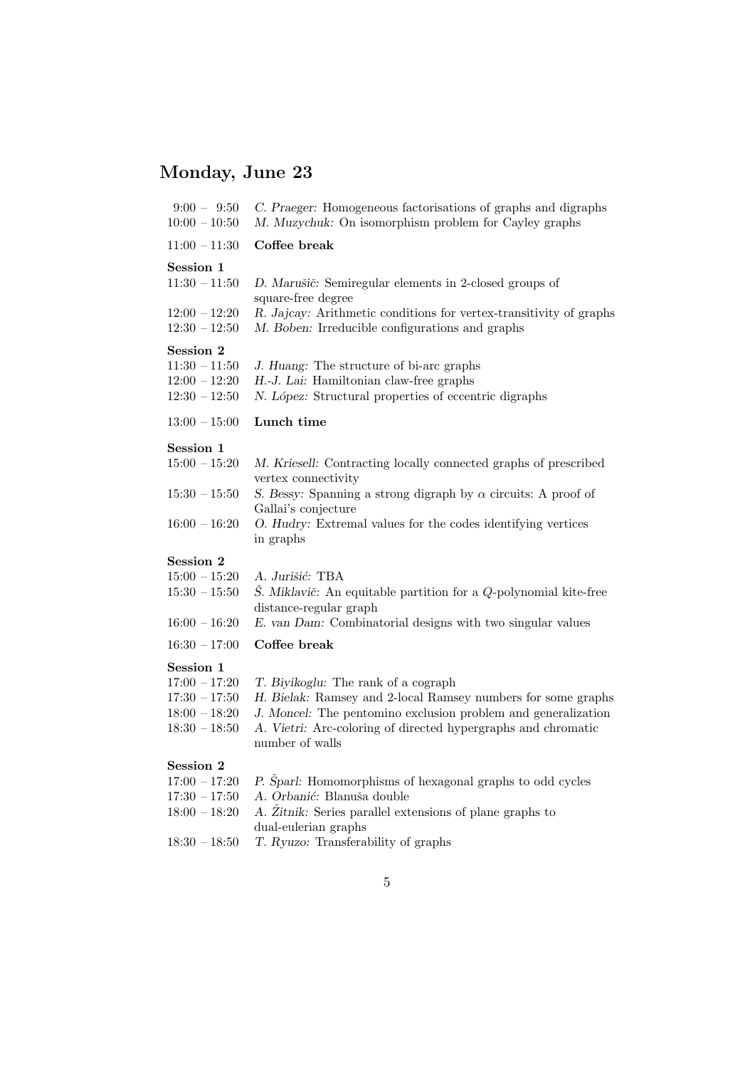## Monday, June 23

9:00 – 9:50 *C. Praeger:* Homogeneous factorisations of graphs and digraphs
10:00 – 10:50 *M. Muzychuk:* On isomorphism problem for Cayley graphs

11:00 – 11:30 **Coffee break**

**Session 1**

11:30 – 11:50 *D. Marušič:* Semiregular elements in 2-closed groups of square-free degree
12:00 – 12:20 *R. Jajcay:* Arithmetic conditions for vertex-transitivity of graphs
12:30 – 12:50 *M. Boben:* Irreducible configurations and graphs

**Session 2**

11:30 – 11:50 *J. Huang:* The structure of bi-arc graphs
12:00 – 12:20 *H.-J. Lai:* Hamiltonian claw-free graphs
12:30 – 12:50 *N. López:* Structural properties of eccentric digraphs

13:00 – 15:00 **Lunch time**

**Session 1**

15:00 – 15:20 *M. Kriesell:* Contracting locally connected graphs of prescribed vertex connectivity
15:30 – 15:50 *S. Bessy:* Spanning a strong digraph by $\alpha$ circuits: A proof of Gallai's conjecture
16:00 – 16:20 *O. Hudry:* Extremal values for the codes identifying vertices in graphs

**Session 2**

15:00 – 15:20 *A. Jurišić:* TBA
15:30 – 15:50 *Š. Miklavič:* An equitable partition for a $Q$-polynomial kite-free distance-regular graph
16:00 – 16:20 *E. van Dam:* Combinatorial designs with two singular values

16:30 – 17:00 **Coffee break**

**Session 1**

17:00 – 17:20 *T. Biyikoglu:* The rank of a cograph
17:30 – 17:50 *H. Bielak:* Ramsey and 2-local Ramsey numbers for some graphs
18:00 – 18:20 *J. Moncel:* The pentomino exclusion problem and generalization
18:30 – 18:50 *A. Vietri:* Arc-coloring of directed hypergraphs and chromatic number of walls

**Session 2**

17:00 – 17:20 *P. Šparl:* Homomorphisms of hexagonal graphs to odd cycles
17:30 – 17:50 *A. Orbanić:* Blanuša double
18:00 – 18:20 *A. Žitnik:* Series parallel extensions of plane graphs to dual-eulerian graphs
18:30 – 18:50 *T. Ryuzo:* Transferability of graphs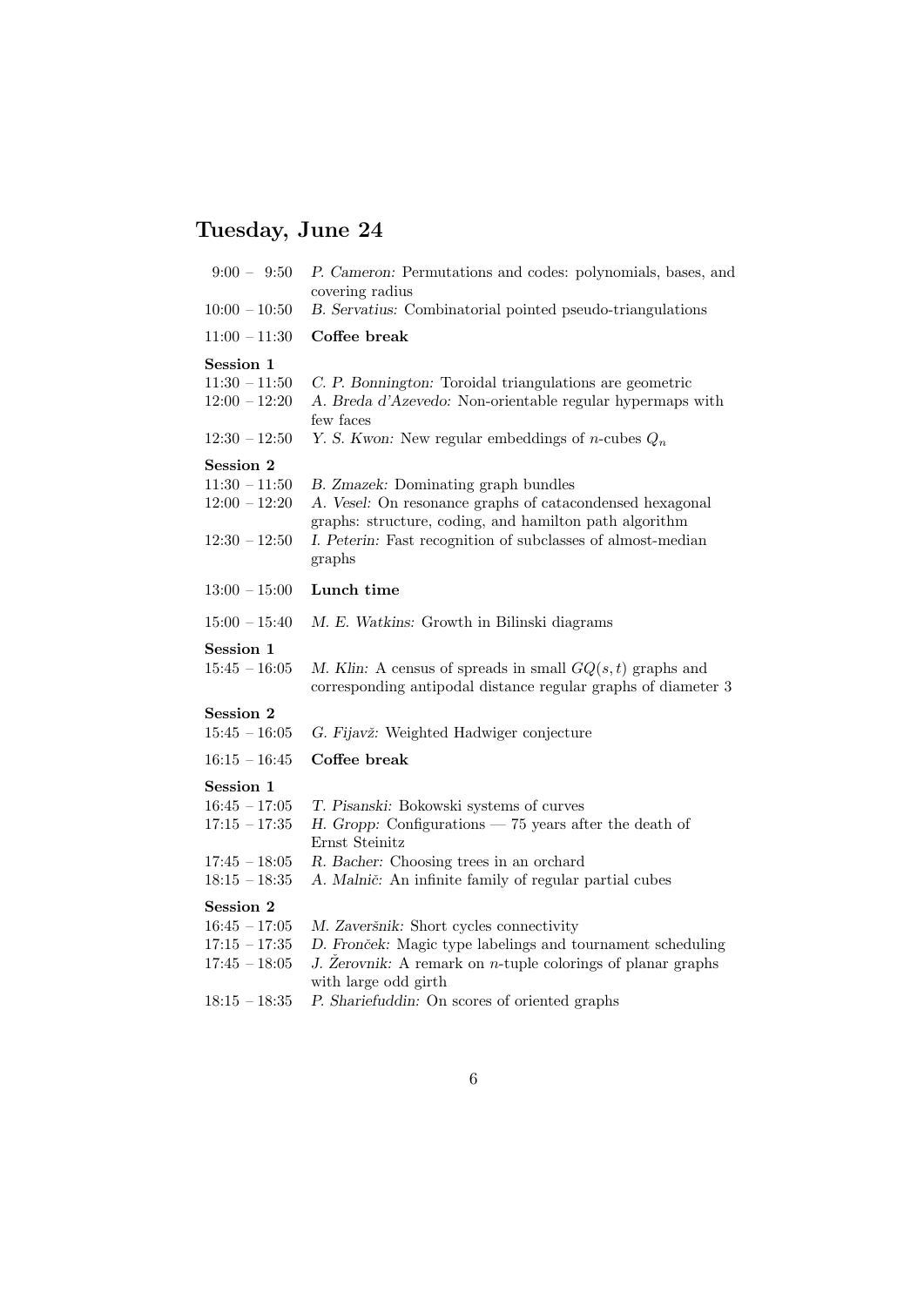## Tuesday, June 24

9:00 – 9:50 *P. Cameron:* Permutations and codes: polynomials, bases, and covering radius

10:00 – 10:50 *B. Servatius:* Combinatorial pointed pseudo-triangulations

11:00 – 11:30 **Coffee break**

**Session 1**

11:30 – 11:50 *C. P. Bonnington:* Toroidal triangulations are geometric

12:00 – 12:20 *A. Breda d'Azevedo:* Non-orientable regular hypermaps with few faces

12:30 – 12:50 *Y. S. Kwon:* New regular embeddings of $n$-cubes $Q_n$

**Session 2**

11:30 – 11:50 *B. Zmazek:* Dominating graph bundles

12:00 – 12:20 *A. Vesel:* On resonance graphs of catacondensed hexagonal graphs: structure, coding, and hamilton path algorithm

12:30 – 12:50 *I. Peterin:* Fast recognition of subclasses of almost-median graphs

13:00 – 15:00 **Lunch time**

15:00 – 15:40 *M. E. Watkins:* Growth in Bilinski diagrams

**Session 1**

15:45 – 16:05 *M. Klin:* A census of spreads in small $GQ(s,t)$ graphs and corresponding antipodal distance regular graphs of diameter 3

**Session 2**

15:45 – 16:05 *G. Fijavž:* Weighted Hadwiger conjecture

16:15 – 16:45 **Coffee break**

**Session 1**

16:45 – 17:05 *T. Pisanski:* Bokowski systems of curves

17:15 – 17:35 *H. Gropp:* Configurations — 75 years after the death of Ernst Steinitz

17:45 – 18:05 *R. Bacher:* Choosing trees in an orchard

18:15 – 18:35 *A. Malnič:* An infinite family of regular partial cubes

**Session 2**

16:45 – 17:05 *M. Zaveršnik:* Short cycles connectivity

17:15 – 17:35 *D. Fronček:* Magic type labelings and tournament scheduling

17:45 – 18:05 *J. Žerovnik:* A remark on $n$-tuple colorings of planar graphs with large odd girth

18:15 – 18:35 *P. Shariefuddin:* On scores of oriented graphs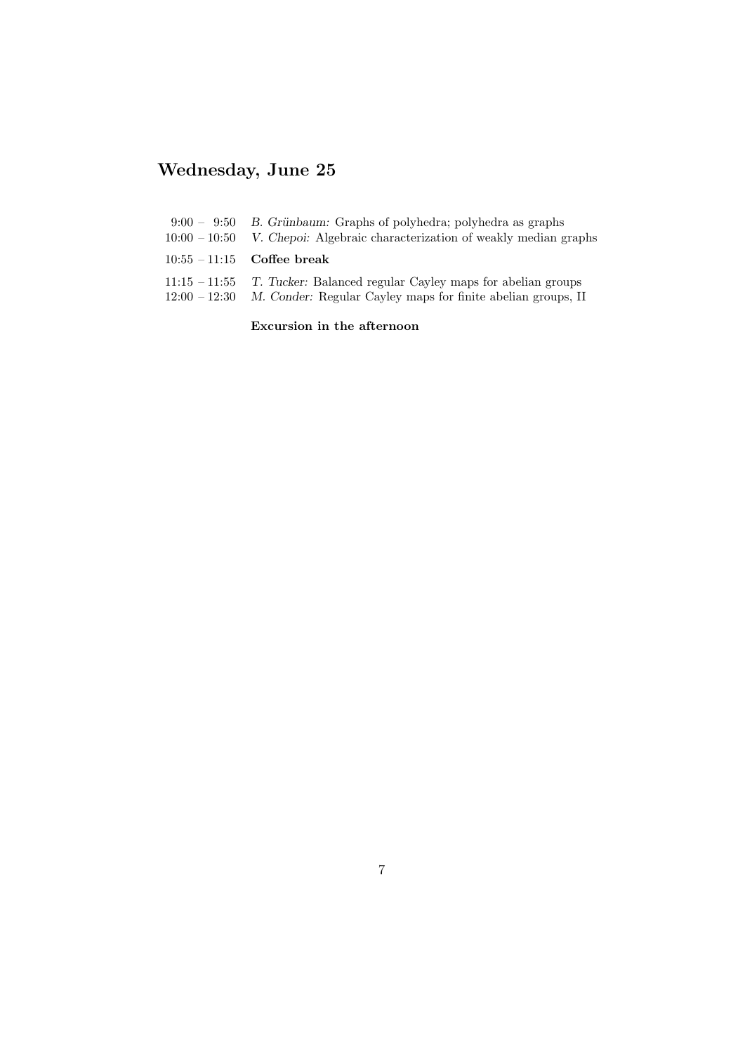## Wednesday, June 25

| | |
|---|---|
| 9:00 – 9:50 | *B. Grünbaum:* Graphs of polyhedra; polyhedra as graphs |
| 10:00 – 10:50 | *V. Chepoi:* Algebraic characterization of weakly median graphs |
| 10:55 – 11:15 | **Coffee break** |
| 11:15 – 11:55 | *T. Tucker:* Balanced regular Cayley maps for abelian groups |
| 12:00 – 12:30 | *M. Conder:* Regular Cayley maps for finite abelian groups, II |

**Excursion in the afternoon**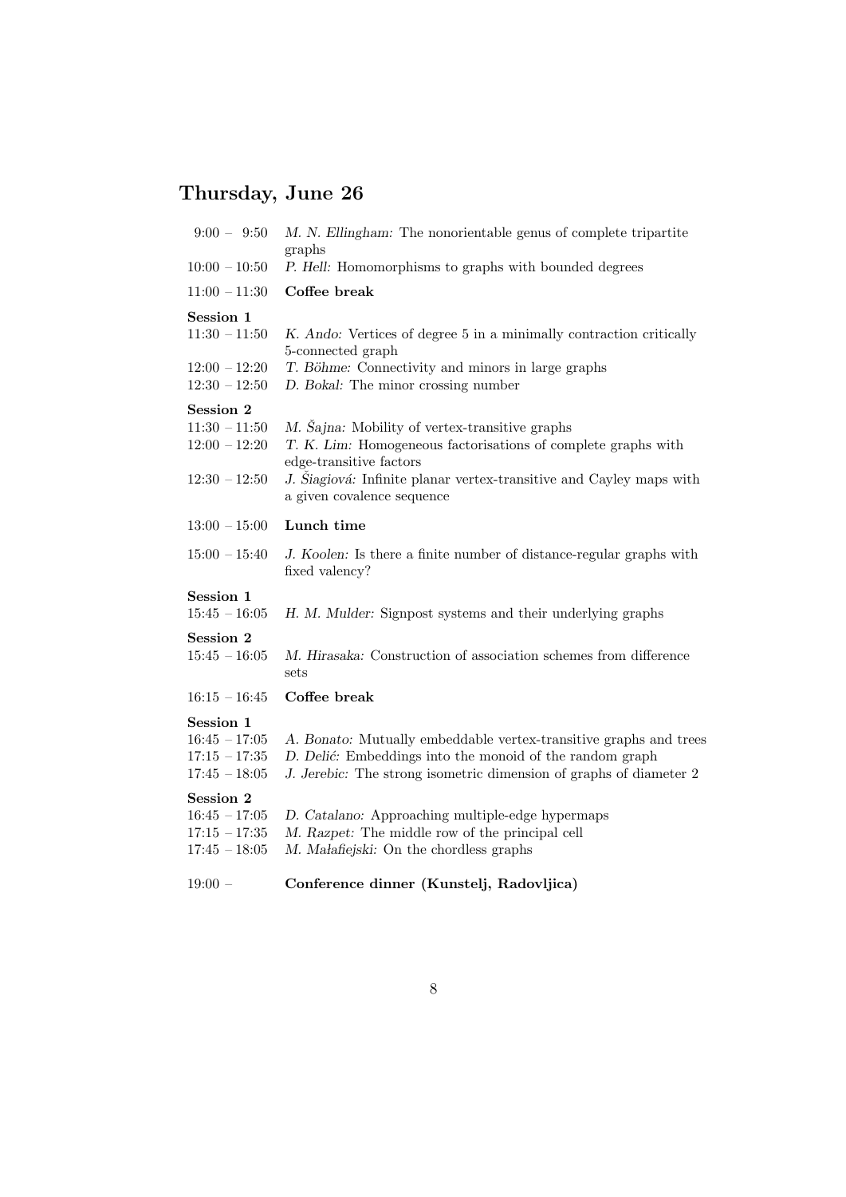## Thursday, June 26

9:00 – 9:50 *M. N. Ellingham:* The nonorientable genus of complete tripartite graphs

10:00 – 10:50 *P. Hell:* Homomorphisms to graphs with bounded degrees

11:00 – 11:30 **Coffee break**

**Session 1**

11:30 – 11:50 *K. Ando:* Vertices of degree 5 in a minimally contraction critically 5-connected graph

12:00 – 12:20 *T. Böhme:* Connectivity and minors in large graphs

12:30 – 12:50 *D. Bokal:* The minor crossing number

**Session 2**

11:30 – 11:50 *M. Šajna:* Mobility of vertex-transitive graphs

12:00 – 12:20 *T. K. Lim:* Homogeneous factorisations of complete graphs with edge-transitive factors

12:30 – 12:50 *J. Šiagiová:* Infinite planar vertex-transitive and Cayley maps with a given covalence sequence

13:00 – 15:00 **Lunch time**

15:00 – 15:40 *J. Koolen:* Is there a finite number of distance-regular graphs with fixed valency?

**Session 1**

15:45 – 16:05 *H. M. Mulder:* Signpost systems and their underlying graphs

**Session 2**

15:45 – 16:05 *M. Hirasaka:* Construction of association schemes from difference sets

16:15 – 16:45 **Coffee break**

**Session 1**

16:45 – 17:05 *A. Bonato:* Mutually embeddable vertex-transitive graphs and trees

17:15 – 17:35 *D. Delić:* Embeddings into the monoid of the random graph

17:45 – 18:05 *J. Jerebic:* The strong isometric dimension of graphs of diameter 2

**Session 2**

16:45 – 17:05 *D. Catalano:* Approaching multiple-edge hypermaps

17:15 – 17:35 *M. Razpet:* The middle row of the principal cell

17:45 – 18:05 *M. Małafiejski:* On the chordless graphs

19:00 – **Conference dinner (Kunstelj, Radovljica)**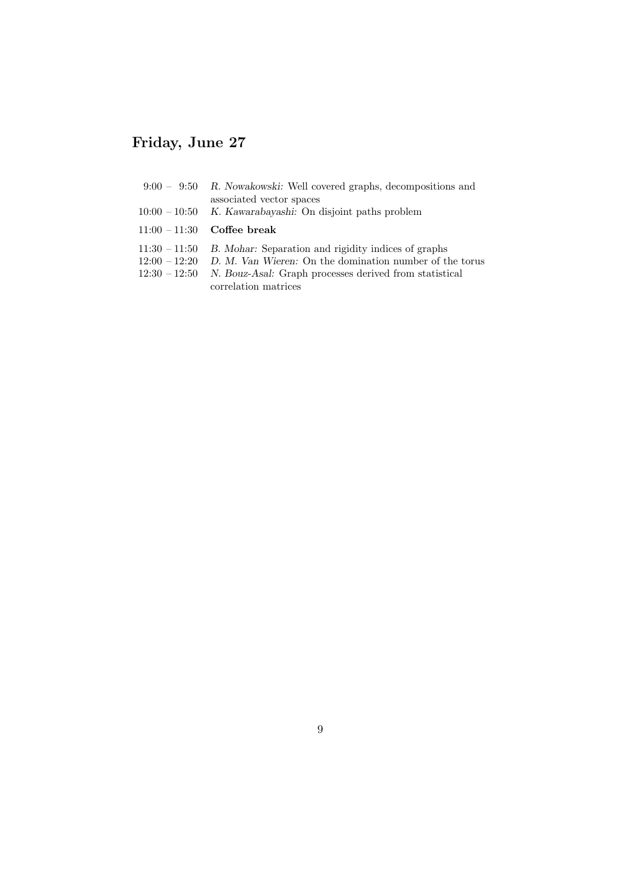## Friday, June 27

| | |
|---|---|
| 9:00 – 9:50 | *R. Nowakowski:* Well covered graphs, decompositions and associated vector spaces |
| 10:00 – 10:50 | *K. Kawarabayashi:* On disjoint paths problem |
| 11:00 – 11:30 | **Coffee break** |
| 11:30 – 11:50 | *B. Mohar:* Separation and rigidity indices of graphs |
| 12:00 – 12:20 | *D. M. Van Wieren:* On the domination number of the torus |
| 12:30 – 12:50 | *N. Bouz-Asal:* Graph processes derived from statistical correlation matrices |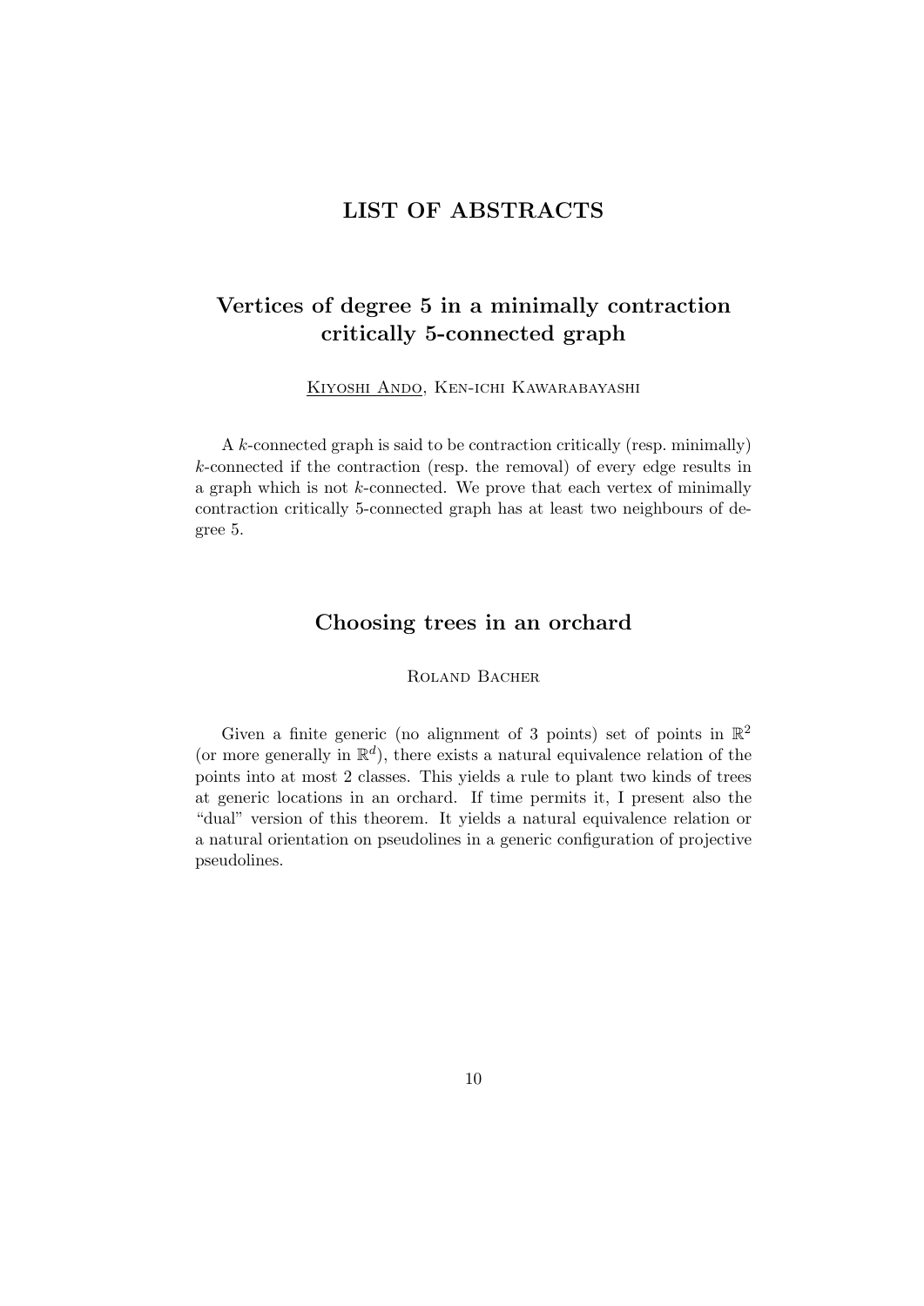# LIST OF ABSTRACTS

## Vertices of degree 5 in a minimally contraction critically 5-connected graph

Kiyoshi Ando, Ken-ichi Kawarabayashi

A $k$-connected graph is said to be contraction critically (resp. minimally) $k$-connected if the contraction (resp. the removal) of every edge results in a graph which is not $k$-connected. We prove that each vertex of minimally contraction critically 5-connected graph has at least two neighbours of degree 5.

## Choosing trees in an orchard

Roland Bacher

Given a finite generic (no alignment of 3 points) set of points in $\mathbb{R}^2$ (or more generally in $\mathbb{R}^d$), there exists a natural equivalence relation of the points into at most 2 classes. This yields a rule to plant two kinds of trees at generic locations in an orchard. If time permits it, I present also the "dual" version of this theorem. It yields a natural equivalence relation or a natural orientation on pseudolines in a generic configuration of projective pseudolines.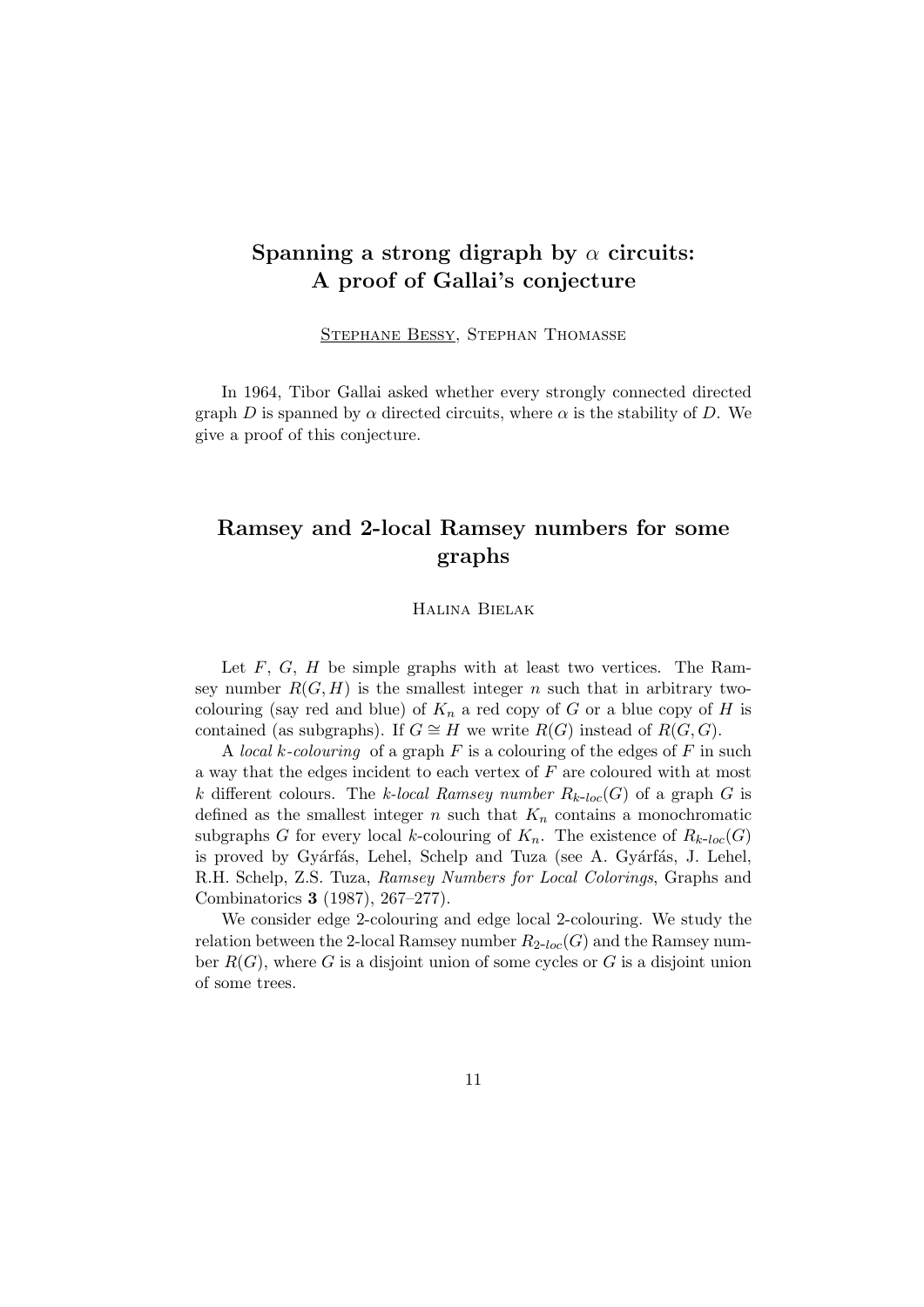## Spanning a strong digraph by $\alpha$ circuits: A proof of Gallai's conjecture

<u>Stephane Bessy</u>, Stephan Thomasse

In 1964, Tibor Gallai asked whether every strongly connected directed graph $D$ is spanned by $\alpha$ directed circuits, where $\alpha$ is the stability of $D$. We give a proof of this conjecture.

## Ramsey and 2-local Ramsey numbers for some graphs

Halina Bielak

Let $F$, $G$, $H$ be simple graphs with at least two vertices. The Ramsey number $R(G, H)$ is the smallest integer $n$ such that in arbitrary two-colouring (say red and blue) of $K_n$ a red copy of $G$ or a blue copy of $H$ is contained (as subgraphs). If $G \cong H$ we write $R(G)$ instead of $R(G, G)$.

A *local k-colouring* of a graph $F$ is a colouring of the edges of $F$ in such a way that the edges incident to each vertex of $F$ are coloured with at most $k$ different colours. The *k-local Ramsey number* $R_{k\text{-}loc}(G)$ of a graph $G$ is defined as the smallest integer $n$ such that $K_n$ contains a monochromatic subgraphs $G$ for every local $k$-colouring of $K_n$. The existence of $R_{k\text{-}loc}(G)$ is proved by Gyárfás, Lehel, Schelp and Tuza (see A. Gyárfás, J. Lehel, R.H. Schelp, Z.S. Tuza, *Ramsey Numbers for Local Colorings*, Graphs and Combinatorics **3** (1987), 267–277).

We consider edge 2-colouring and edge local 2-colouring. We study the relation between the 2-local Ramsey number $R_{2\text{-}loc}(G)$ and the Ramsey number $R(G)$, where $G$ is a disjoint union of some cycles or $G$ is a disjoint union of some trees.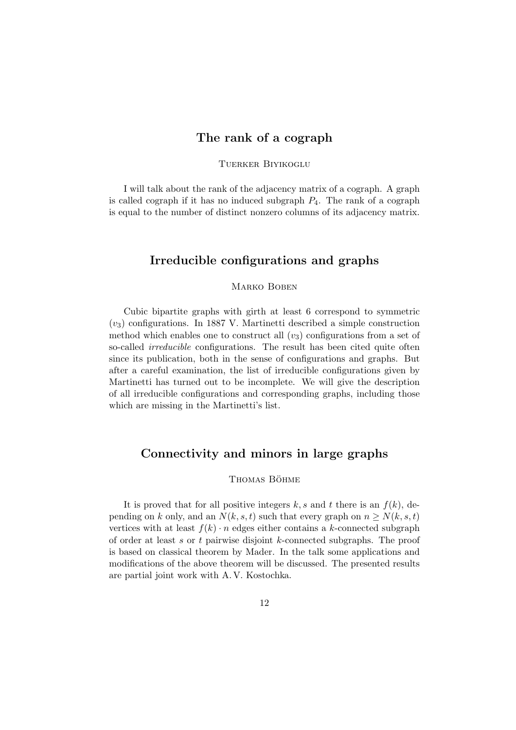## The rank of a cograph

Tuerker Biyikoglu

I will talk about the rank of the adjacency matrix of a cograph. A graph is called cograph if it has no induced subgraph $P_4$. The rank of a cograph is equal to the number of distinct nonzero columns of its adjacency matrix.

## Irreducible configurations and graphs

Marko Boben

Cubic bipartite graphs with girth at least 6 correspond to symmetric $(v_3)$ configurations. In 1887 V. Martinetti described a simple construction method which enables one to construct all $(v_3)$ configurations from a set of so-called *irreducible* configurations. The result has been cited quite often since its publication, both in the sense of configurations and graphs. But after a careful examination, the list of irreducible configurations given by Martinetti has turned out to be incomplete. We will give the description of all irreducible configurations and corresponding graphs, including those which are missing in the Martinetti's list.

## Connectivity and minors in large graphs

Thomas Böhme

It is proved that for all positive integers $k, s$ and $t$ there is an $f(k)$, depending on $k$ only, and an $N(k, s, t)$ such that every graph on $n \geq N(k, s, t)$ vertices with at least $f(k) \cdot n$ edges either contains a $k$-connected subgraph of order at least $s$ or $t$ pairwise disjoint $k$-connected subgraphs. The proof is based on classical theorem by Mader. In the talk some applications and modifications of the above theorem will be discussed. The presented results are partial joint work with A. V. Kostochka.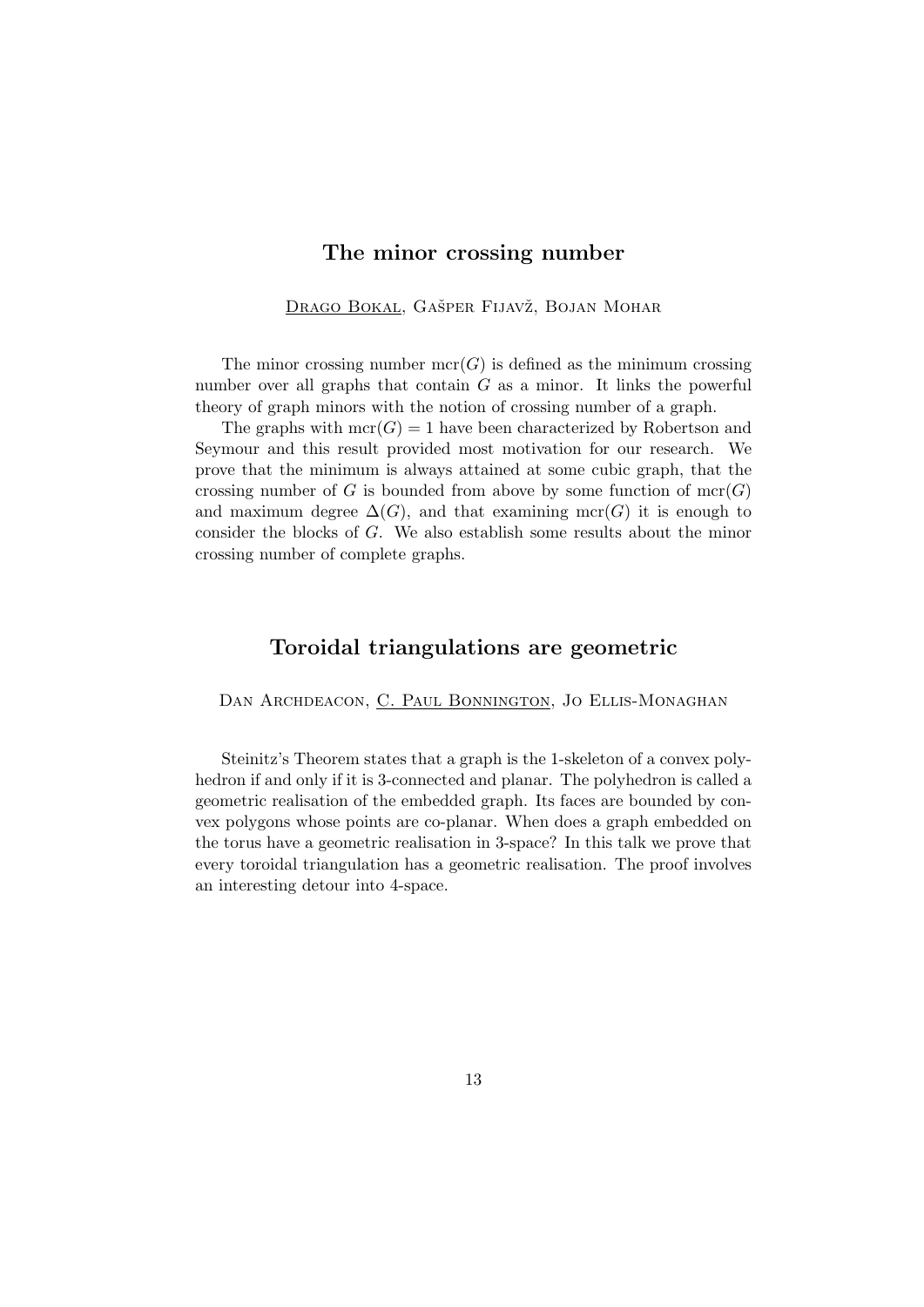## The minor crossing number

Drago Bokal, Gašper Fijavž, Bojan Mohar

The minor crossing number $\mathrm{mcr}(G)$ is defined as the minimum crossing number over all graphs that contain $G$ as a minor. It links the powerful theory of graph minors with the notion of crossing number of a graph.

The graphs with $\mathrm{mcr}(G) = 1$ have been characterized by Robertson and Seymour and this result provided most motivation for our research. We prove that the minimum is always attained at some cubic graph, that the crossing number of $G$ is bounded from above by some function of $\mathrm{mcr}(G)$ and maximum degree $\Delta(G)$, and that examining $\mathrm{mcr}(G)$ it is enough to consider the blocks of $G$. We also establish some results about the minor crossing number of complete graphs.

## Toroidal triangulations are geometric

Dan Archdeacon, C. Paul Bonnington, Jo Ellis-Monaghan

Steinitz's Theorem states that a graph is the 1-skeleton of a convex polyhedron if and only if it is 3-connected and planar. The polyhedron is called a geometric realisation of the embedded graph. Its faces are bounded by convex polygons whose points are co-planar. When does a graph embedded on the torus have a geometric realisation in 3-space? In this talk we prove that every toroidal triangulation has a geometric realisation. The proof involves an interesting detour into 4-space.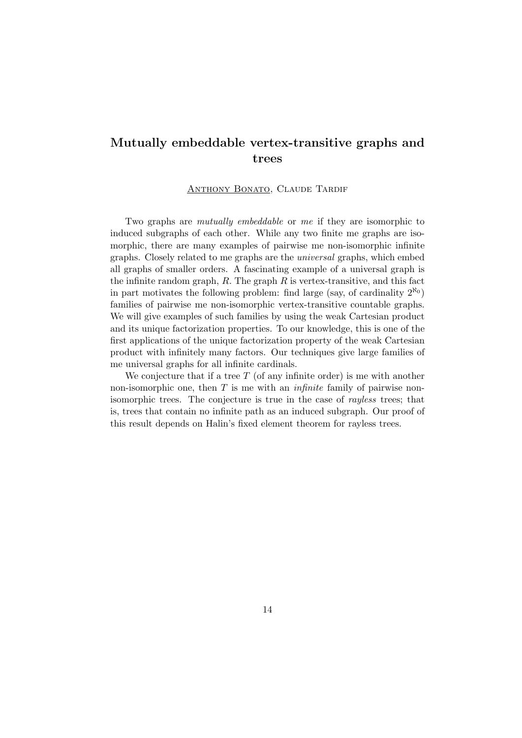## Mutually embeddable vertex-transitive graphs and trees

Anthony Bonato, Claude Tardif

Two graphs are *mutually embeddable* or *me* if they are isomorphic to induced subgraphs of each other. While any two finite me graphs are isomorphic, there are many examples of pairwise me non-isomorphic infinite graphs. Closely related to me graphs are the *universal* graphs, which embed all graphs of smaller orders. A fascinating example of a universal graph is the infinite random graph, $R$. The graph $R$ is vertex-transitive, and this fact in part motivates the following problem: find large (say, of cardinality $2^{\aleph_0}$) families of pairwise me non-isomorphic vertex-transitive countable graphs. We will give examples of such families by using the weak Cartesian product and its unique factorization properties. To our knowledge, this is one of the first applications of the unique factorization property of the weak Cartesian product with infinitely many factors. Our techniques give large families of me universal graphs for all infinite cardinals.

We conjecture that if a tree $T$ (of any infinite order) is me with another non-isomorphic one, then $T$ is me with an *infinite* family of pairwise non-isomorphic trees. The conjecture is true in the case of *rayless* trees; that is, trees that contain no infinite path as an induced subgraph. Our proof of this result depends on Halin's fixed element theorem for rayless trees.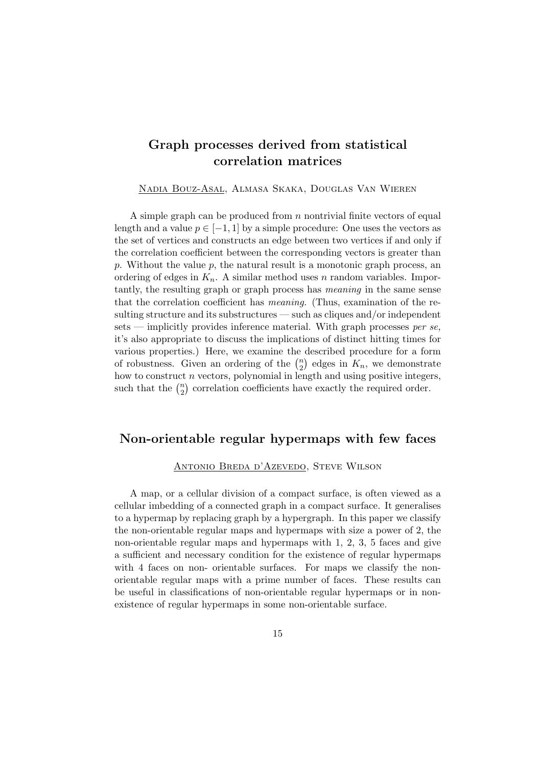## Graph processes derived from statistical correlation matrices

Nadia Bouz-Asal, Almasa Skaka, Douglas Van Wieren

A simple graph can be produced from $n$ nontrivial finite vectors of equal length and a value $p \in [-1, 1]$ by a simple procedure: One uses the vectors as the set of vertices and constructs an edge between two vertices if and only if the correlation coefficient between the corresponding vectors is greater than $p$. Without the value $p$, the natural result is a monotonic graph process, an ordering of edges in $K_n$. A similar method uses $n$ random variables. Importantly, the resulting graph or graph process has *meaning* in the same sense that the correlation coefficient has *meaning.* (Thus, examination of the resulting structure and its substructures — such as cliques and/or independent sets — implicitly provides inference material. With graph processes *per se,* it's also appropriate to discuss the implications of distinct hitting times for various properties.) Here, we examine the described procedure for a form of robustness. Given an ordering of the $\binom{n}{2}$ edges in $K_n$, we demonstrate how to construct $n$ vectors, polynomial in length and using positive integers, such that the $\binom{n}{2}$ correlation coefficients have exactly the required order.

## Non-orientable regular hypermaps with few faces

Antonio Breda d'Azevedo, Steve Wilson

A map, or a cellular division of a compact surface, is often viewed as a cellular imbedding of a connected graph in a compact surface. It generalises to a hypermap by replacing graph by a hypergraph. In this paper we classify the non-orientable regular maps and hypermaps with size a power of 2, the non-orientable regular maps and hypermaps with 1, 2, 3, 5 faces and give a sufficient and necessary condition for the existence of regular hypermaps with 4 faces on non- orientable surfaces. For maps we classify the non-orientable regular maps with a prime number of faces. These results can be useful in classifications of non-orientable regular hypermaps or in non-existence of regular hypermaps in some non-orientable surface.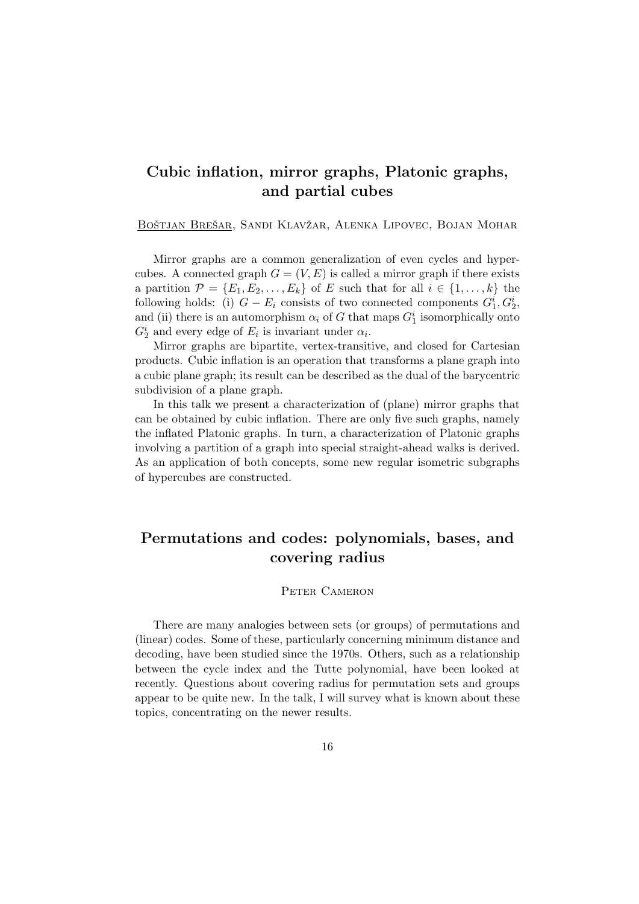## Cubic inflation, mirror graphs, Platonic graphs, and partial cubes

Boštjan Brešar, Sandi Klavžar, Alenka Lipovec, Bojan Mohar

Mirror graphs are a common generalization of even cycles and hypercubes. A connected graph $G = (V, E)$ is called a mirror graph if there exists a partition $\mathcal{P} = \{E_1, E_2, \ldots, E_k\}$ of $E$ such that for all $i \in \{1, \ldots, k\}$ the following holds: (i) $G - E_i$ consists of two connected components $G_1^i, G_2^i$, and (ii) there is an automorphism $\alpha_i$ of $G$ that maps $G_1^i$ isomorphically onto $G_2^i$ and every edge of $E_i$ is invariant under $\alpha_i$.

Mirror graphs are bipartite, vertex-transitive, and closed for Cartesian products. Cubic inflation is an operation that transforms a plane graph into a cubic plane graph; its result can be described as the dual of the barycentric subdivision of a plane graph.

In this talk we present a characterization of (plane) mirror graphs that can be obtained by cubic inflation. There are only five such graphs, namely the inflated Platonic graphs. In turn, a characterization of Platonic graphs involving a partition of a graph into special straight-ahead walks is derived. As an application of both concepts, some new regular isometric subgraphs of hypercubes are constructed.

## Permutations and codes: polynomials, bases, and covering radius

Peter Cameron

There are many analogies between sets (or groups) of permutations and (linear) codes. Some of these, particularly concerning minimum distance and decoding, have been studied since the 1970s. Others, such as a relationship between the cycle index and the Tutte polynomial, have been looked at recently. Questions about covering radius for permutation sets and groups appear to be quite new. In the talk, I will survey what is known about these topics, concentrating on the newer results.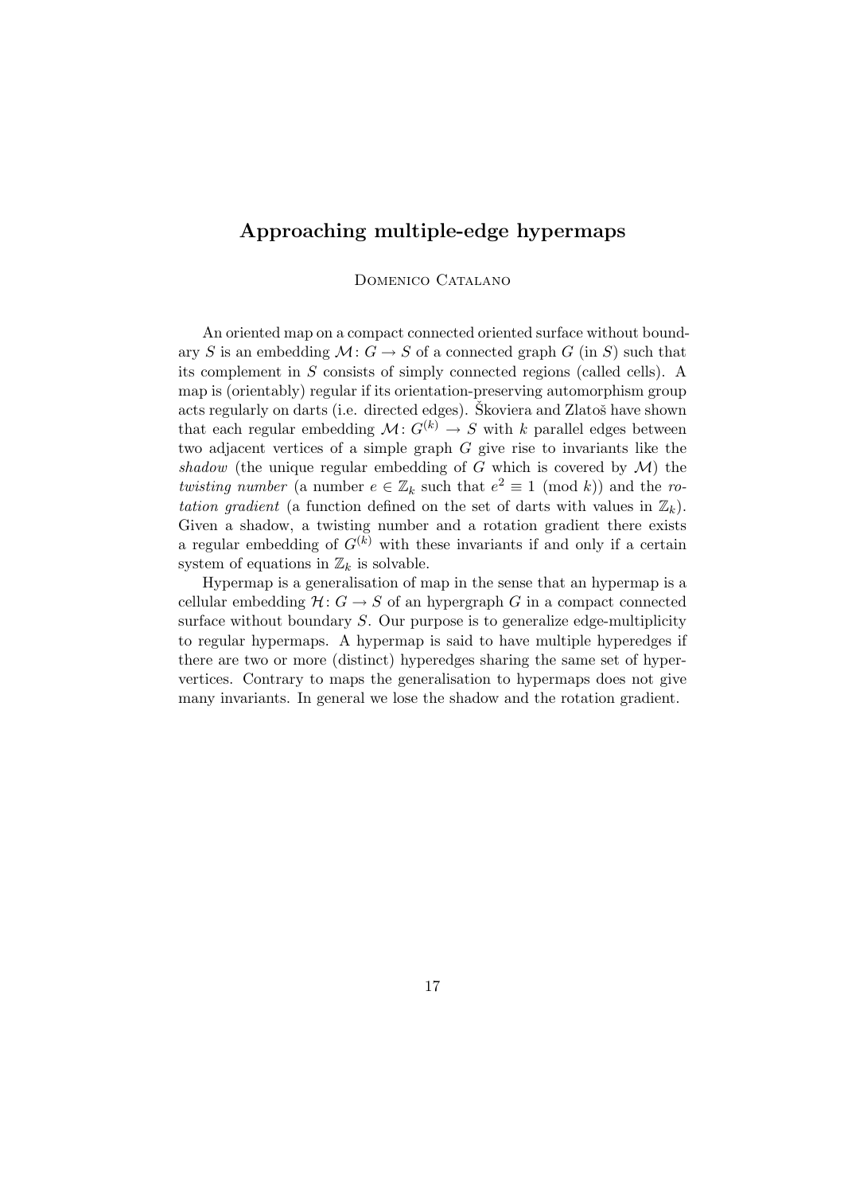## Approaching multiple-edge hypermaps

Domenico Catalano

An oriented map on a compact connected oriented surface without boundary $S$ is an embedding $\mathcal{M}\colon G \to S$ of a connected graph $G$ (in $S$) such that its complement in $S$ consists of simply connected regions (called cells). A map is (orientably) regular if its orientation-preserving automorphism group acts regularly on darts (i.e. directed edges). Škoviera and Zlatoš have shown that each regular embedding $\mathcal{M}\colon G^{(k)} \to S$ with $k$ parallel edges between two adjacent vertices of a simple graph $G$ give rise to invariants like the *shadow* (the unique regular embedding of $G$ which is covered by $\mathcal{M}$) the *twisting number* (a number $e \in \mathbb{Z}_k$ such that $e^2 \equiv 1 \pmod{k}$) and the *rotation gradient* (a function defined on the set of darts with values in $\mathbb{Z}_k$). Given a shadow, a twisting number and a rotation gradient there exists a regular embedding of $G^{(k)}$ with these invariants if and only if a certain system of equations in $\mathbb{Z}_k$ is solvable.

Hypermap is a generalisation of map in the sense that an hypermap is a cellular embedding $\mathcal{H}\colon G \to S$ of an hypergraph $G$ in a compact connected surface without boundary $S$. Our purpose is to generalize edge-multiplicity to regular hypermaps. A hypermap is said to have multiple hyperedges if there are two or more (distinct) hyperedges sharing the same set of hypervertices. Contrary to maps the generalisation to hypermaps does not give many invariants. In general we lose the shadow and the rotation gradient.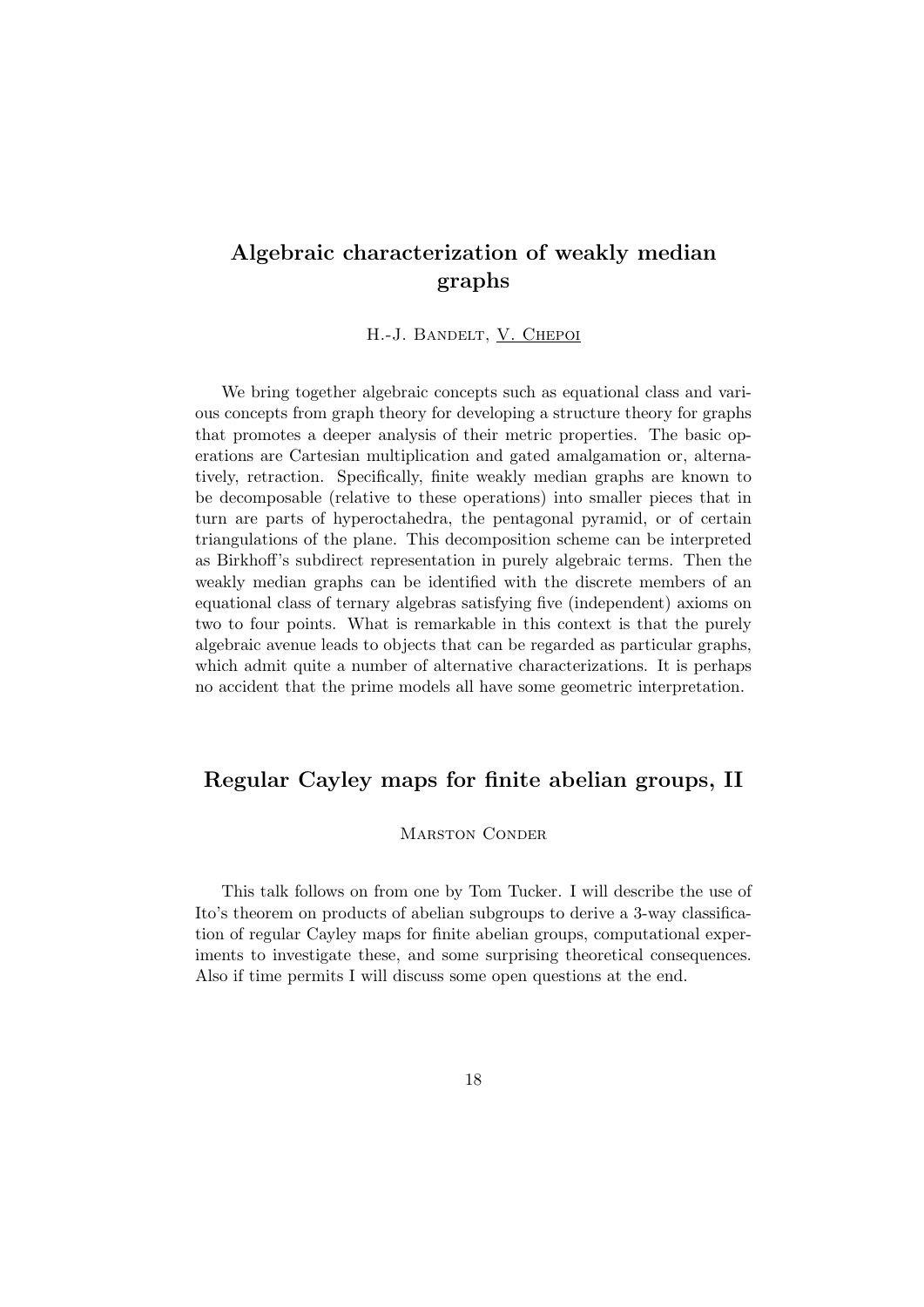## Algebraic characterization of weakly median graphs

H.-J. Bandelt, V. Chepoi

We bring together algebraic concepts such as equational class and various concepts from graph theory for developing a structure theory for graphs that promotes a deeper analysis of their metric properties. The basic operations are Cartesian multiplication and gated amalgamation or, alternatively, retraction. Specifically, finite weakly median graphs are known to be decomposable (relative to these operations) into smaller pieces that in turn are parts of hyperoctahedra, the pentagonal pyramid, or of certain triangulations of the plane. This decomposition scheme can be interpreted as Birkhoff's subdirect representation in purely algebraic terms. Then the weakly median graphs can be identified with the discrete members of an equational class of ternary algebras satisfying five (independent) axioms on two to four points. What is remarkable in this context is that the purely algebraic avenue leads to objects that can be regarded as particular graphs, which admit quite a number of alternative characterizations. It is perhaps no accident that the prime models all have some geometric interpretation.

## Regular Cayley maps for finite abelian groups, II

Marston Conder

This talk follows on from one by Tom Tucker. I will describe the use of Ito's theorem on products of abelian subgroups to derive a 3-way classification of regular Cayley maps for finite abelian groups, computational experiments to investigate these, and some surprising theoretical consequences. Also if time permits I will discuss some open questions at the end.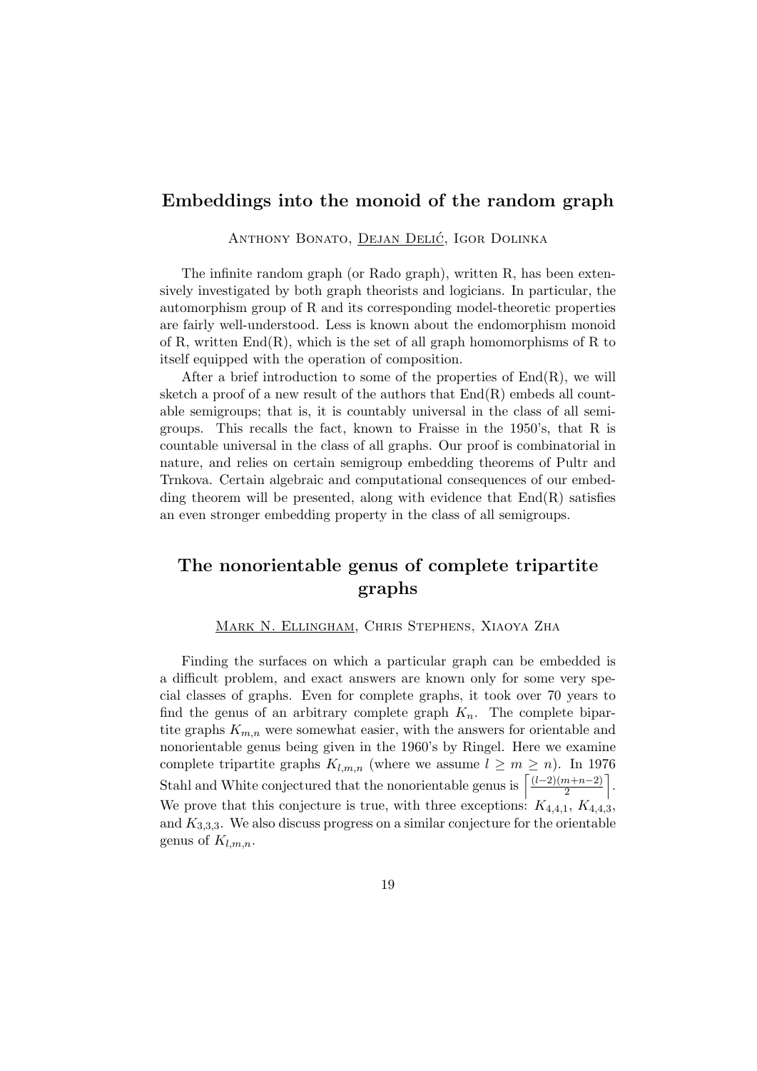## Embeddings into the monoid of the random graph

Anthony Bonato, Dejan Delić, Igor Dolinka

The infinite random graph (or Rado graph), written R, has been extensively investigated by both graph theorists and logicians. In particular, the automorphism group of R and its corresponding model-theoretic properties are fairly well-understood. Less is known about the endomorphism monoid of R, written End(R), which is the set of all graph homomorphisms of R to itself equipped with the operation of composition.

After a brief introduction to some of the properties of End(R), we will sketch a proof of a new result of the authors that End(R) embeds all countable semigroups; that is, it is countably universal in the class of all semigroups. This recalls the fact, known to Fraisse in the 1950's, that R is countable universal in the class of all graphs. Our proof is combinatorial in nature, and relies on certain semigroup embedding theorems of Pultr and Trnkova. Certain algebraic and computational consequences of our embedding theorem will be presented, along with evidence that End(R) satisfies an even stronger embedding property in the class of all semigroups.

## The nonorientable genus of complete tripartite graphs

Mark N. Ellingham, Chris Stephens, Xiaoya Zha

Finding the surfaces on which a particular graph can be embedded is a difficult problem, and exact answers are known only for some very special classes of graphs. Even for complete graphs, it took over 70 years to find the genus of an arbitrary complete graph $K_n$. The complete bipartite graphs $K_{m,n}$ were somewhat easier, with the answers for orientable and nonorientable genus being given in the 1960's by Ringel. Here we examine complete tripartite graphs $K_{l,m,n}$ (where we assume $l \geq m \geq n$). In 1976 Stahl and White conjectured that the nonorientable genus is $\left\lceil \frac{(l-2)(m+n-2)}{2} \right\rceil$. We prove that this conjecture is true, with three exceptions: $K_{4,4,1}$, $K_{4,4,3}$, and $K_{3,3,3}$. We also discuss progress on a similar conjecture for the orientable genus of $K_{l,m,n}$.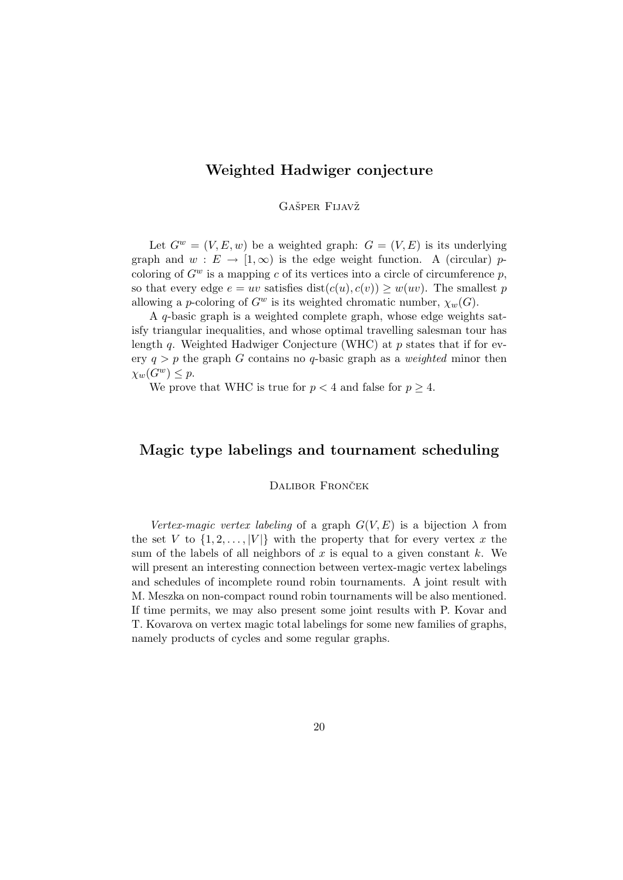## Weighted Hadwiger conjecture

GAŠPER FIJAVŽ

Let $G^w = (V, E, w)$ be a weighted graph: $G = (V, E)$ is its underlying graph and $w : E \to [1, \infty)$ is the edge weight function. A (circular) $p$-coloring of $G^w$ is a mapping $c$ of its vertices into a circle of circumference $p$, so that every edge $e = uv$ satisfies $\text{dist}(c(u), c(v)) \geq w(uv)$. The smallest $p$ allowing a $p$-coloring of $G^w$ is its weighted chromatic number, $\chi_w(G)$.

A $q$-basic graph is a weighted complete graph, whose edge weights satisfy triangular inequalities, and whose optimal travelling salesman tour has length $q$. Weighted Hadwiger Conjecture (WHC) at $p$ states that if for every $q > p$ the graph $G$ contains no $q$-basic graph as a *weighted* minor then $\chi_w(G^w) \leq p$.

We prove that WHC is true for $p < 4$ and false for $p \geq 4$.

## Magic type labelings and tournament scheduling

DALIBOR FRONČEK

*Vertex-magic vertex labeling* of a graph $G(V, E)$ is a bijection $\lambda$ from the set $V$ to $\{1, 2, \ldots, |V|\}$ with the property that for every vertex $x$ the sum of the labels of all neighbors of $x$ is equal to a given constant $k$. We will present an interesting connection between vertex-magic vertex labelings and schedules of incomplete round robin tournaments. A joint result with M. Meszka on non-compact round robin tournaments will be also mentioned. If time permits, we may also present some joint results with P. Kovar and T. Kovarova on vertex magic total labelings for some new families of graphs, namely products of cycles and some regular graphs.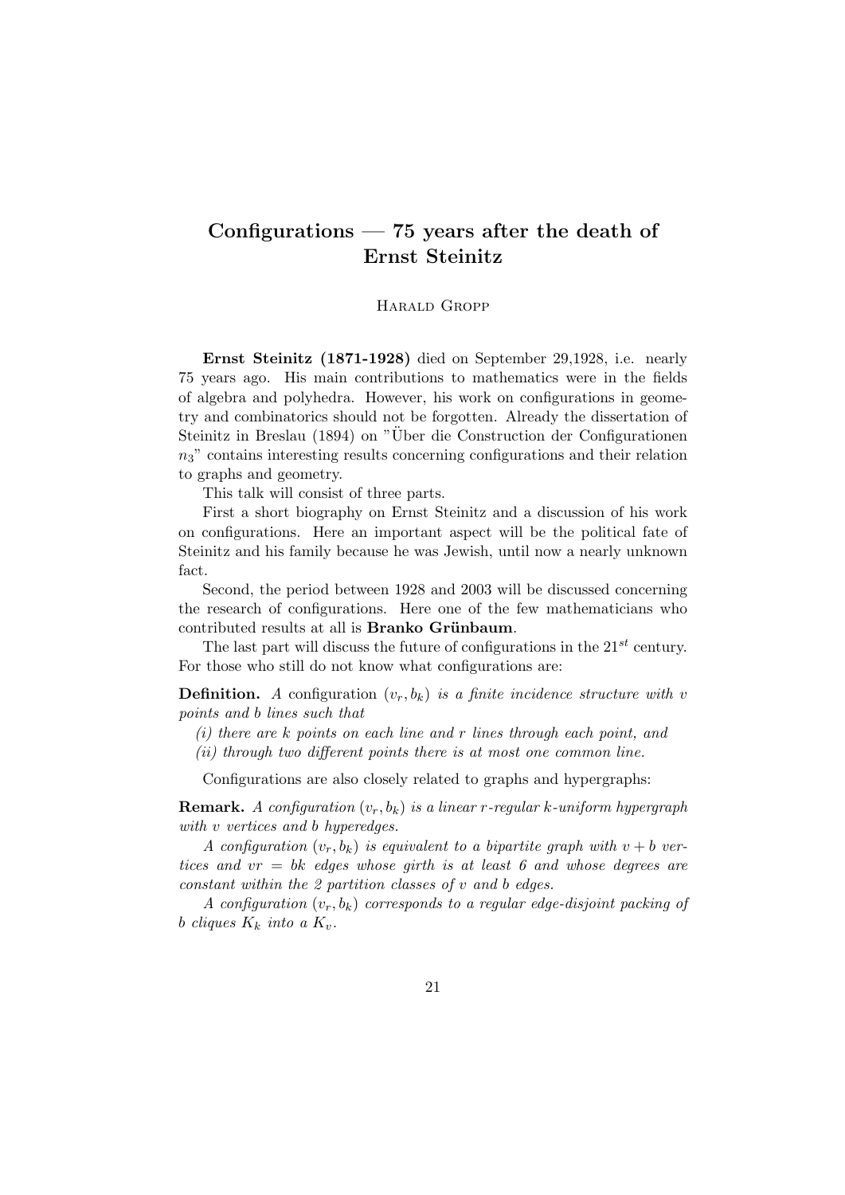# Configurations — 75 years after the death of Ernst Steinitz

Harald Gropp

**Ernst Steinitz (1871-1928)** died on September 29,1928, i.e. nearly 75 years ago. His main contributions to mathematics were in the fields of algebra and polyhedra. However, his work on configurations in geometry and combinatorics should not be forgotten. Already the dissertation of Steinitz in Breslau (1894) on "Über die Construction der Configurationen $n_3$" contains interesting results concerning configurations and their relation to graphs and geometry.

This talk will consist of three parts.

First a short biography on Ernst Steinitz and a discussion of his work on configurations. Here an important aspect will be the political fate of Steinitz and his family because he was Jewish, until now a nearly unknown fact.

Second, the period between 1928 and 2003 will be discussed concerning the research of configurations. Here one of the few mathematicians who contributed results at all is **Branko Grünbaum**.

The last part will discuss the future of configurations in the $21^{st}$ century. For those who still do not know what configurations are:

**Definition.** *A* configuration $(v_r, b_k)$ *is a finite incidence structure with* $v$ *points and* $b$ *lines such that*

*(i) there are* $k$ *points on each line and* $r$ *lines through each point, and*

*(ii) through two different points there is at most one common line.*

Configurations are also closely related to graphs and hypergraphs:

**Remark.** *A configuration* $(v_r, b_k)$ *is a linear* $r$*-regular* $k$*-uniform hypergraph with* $v$ *vertices and* $b$ *hyperedges.*

*A configuration* $(v_r, b_k)$ *is equivalent to a bipartite graph with* $v + b$ *vertices and* $vr = bk$ *edges whose girth is at least 6 and whose degrees are constant within the 2 partition classes of* $v$ *and* $b$ *edges.*

*A configuration* $(v_r, b_k)$ *corresponds to a regular edge-disjoint packing of* $b$ *cliques* $K_k$ *into a* $K_v$*.*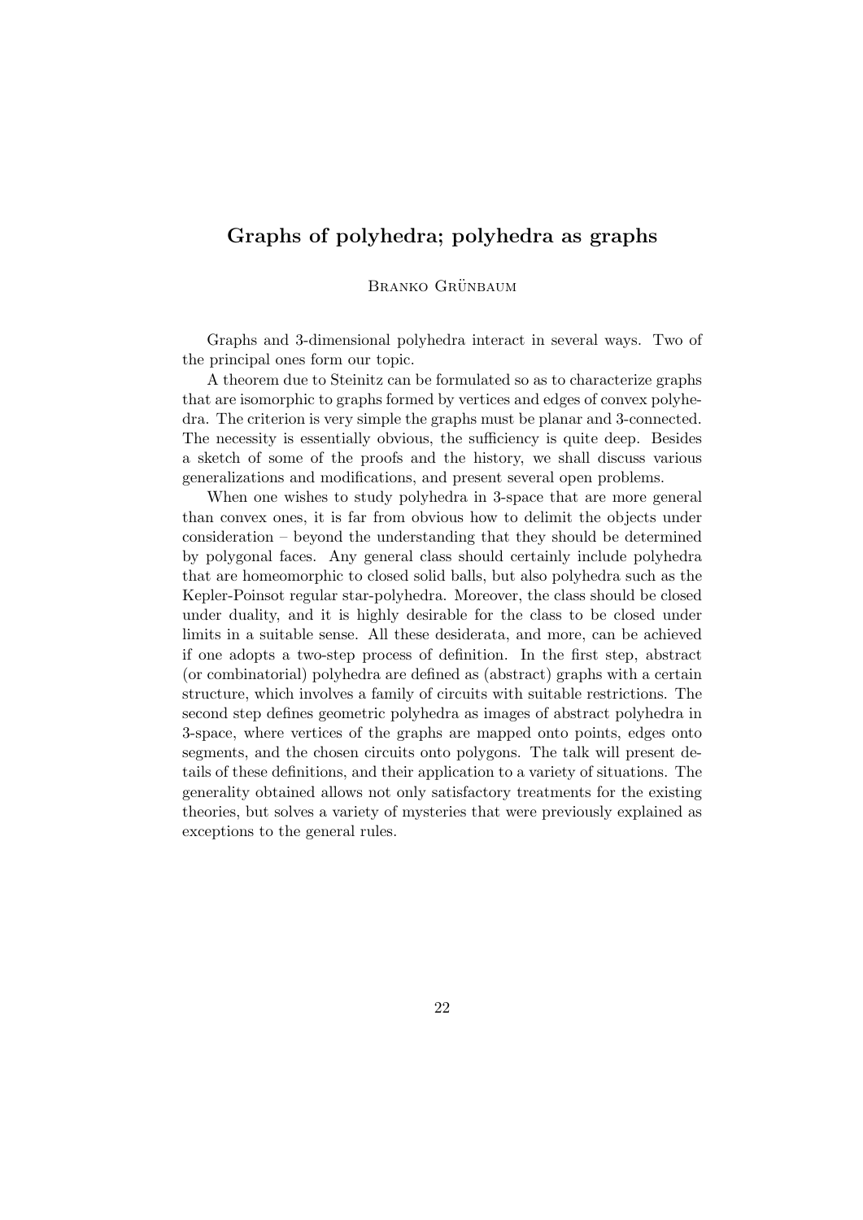## Graphs of polyhedra; polyhedra as graphs

Branko Grünbaum

Graphs and 3-dimensional polyhedra interact in several ways. Two of the principal ones form our topic.

A theorem due to Steinitz can be formulated so as to characterize graphs that are isomorphic to graphs formed by vertices and edges of convex polyhedra. The criterion is very simple the graphs must be planar and 3-connected. The necessity is essentially obvious, the sufficiency is quite deep. Besides a sketch of some of the proofs and the history, we shall discuss various generalizations and modifications, and present several open problems.

When one wishes to study polyhedra in 3-space that are more general than convex ones, it is far from obvious how to delimit the objects under consideration – beyond the understanding that they should be determined by polygonal faces. Any general class should certainly include polyhedra that are homeomorphic to closed solid balls, but also polyhedra such as the Kepler-Poinsot regular star-polyhedra. Moreover, the class should be closed under duality, and it is highly desirable for the class to be closed under limits in a suitable sense. All these desiderata, and more, can be achieved if one adopts a two-step process of definition. In the first step, abstract (or combinatorial) polyhedra are defined as (abstract) graphs with a certain structure, which involves a family of circuits with suitable restrictions. The second step defines geometric polyhedra as images of abstract polyhedra in 3-space, where vertices of the graphs are mapped onto points, edges onto segments, and the chosen circuits onto polygons. The talk will present details of these definitions, and their application to a variety of situations. The generality obtained allows not only satisfactory treatments for the existing theories, but solves a variety of mysteries that were previously explained as exceptions to the general rules.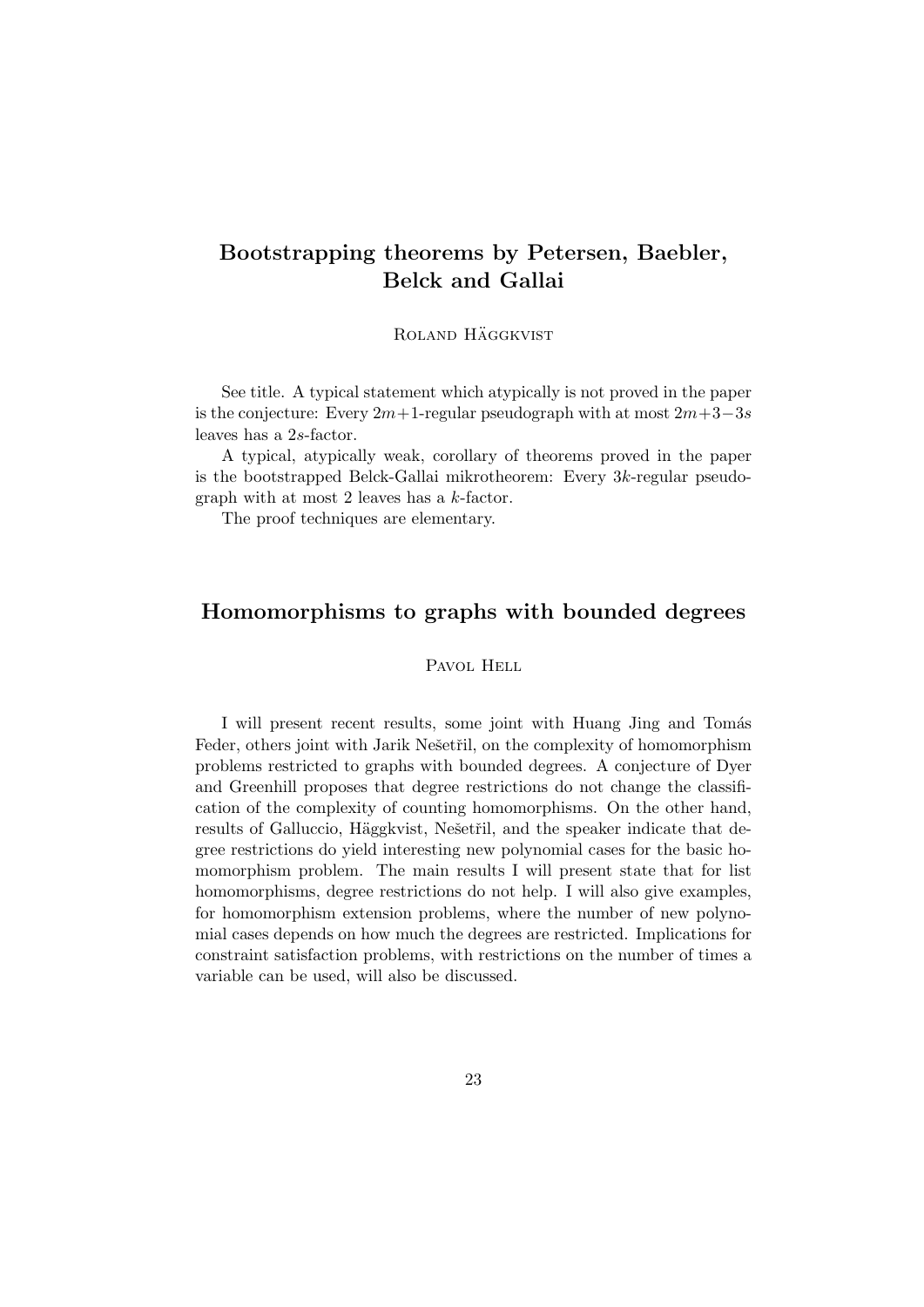## Bootstrapping theorems by Petersen, Baebler, Belck and Gallai

Roland Häggkvist

See title. A typical statement which atypically is not proved in the paper is the conjecture: Every $2m+1$-regular pseudograph with at most $2m+3-3s$ leaves has a $2s$-factor.

A typical, atypically weak, corollary of theorems proved in the paper is the bootstrapped Belck-Gallai mikrotheorem: Every $3k$-regular pseudograph with at most 2 leaves has a $k$-factor.

The proof techniques are elementary.

## Homomorphisms to graphs with bounded degrees

Pavol Hell

I will present recent results, some joint with Huang Jing and Tomás Feder, others joint with Jarik Nešetřil, on the complexity of homomorphism problems restricted to graphs with bounded degrees. A conjecture of Dyer and Greenhill proposes that degree restrictions do not change the classification of the complexity of counting homomorphisms. On the other hand, results of Galluccio, Häggkvist, Nešetřil, and the speaker indicate that degree restrictions do yield interesting new polynomial cases for the basic homomorphism problem. The main results I will present state that for list homomorphisms, degree restrictions do not help. I will also give examples, for homomorphism extension problems, where the number of new polynomial cases depends on how much the degrees are restricted. Implications for constraint satisfaction problems, with restrictions on the number of times a variable can be used, will also be discussed.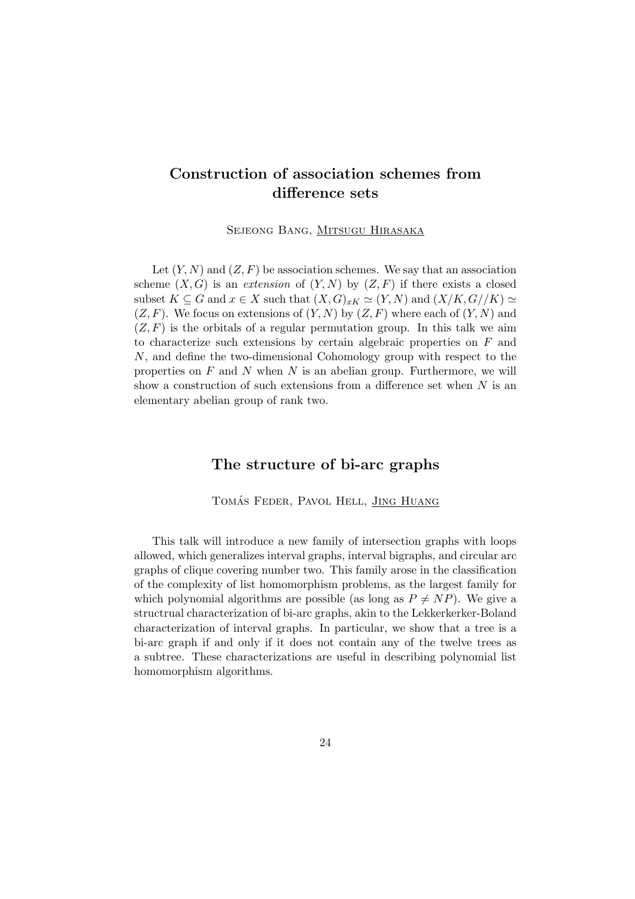## Construction of association schemes from difference sets

Sejeong Bang, Mitsugu Hirasaka

Let $(Y, N)$ and $(Z, F)$ be association schemes. We say that an association scheme $(X, G)$ is an *extension* of $(Y, N)$ by $(Z, F)$ if there exists a closed subset $K \subseteq G$ and $x \in X$ such that $(X, G)_{xK} \simeq (Y, N)$ and $(X/K, G//K) \simeq (Z, F)$. We focus on extensions of $(Y, N)$ by $(Z, F)$ where each of $(Y, N)$ and $(Z, F)$ is the orbitals of a regular permutation group. In this talk we aim to characterize such extensions by certain algebraic properties on $F$ and $N$, and define the two-dimensional Cohomology group with respect to the properties on $F$ and $N$ when $N$ is an abelian group. Furthermore, we will show a construction of such extensions from a difference set when $N$ is an elementary abelian group of rank two.

## The structure of bi-arc graphs

Tomás Feder, Pavol Hell, Jing Huang

This talk will introduce a new family of intersection graphs with loops allowed, which generalizes interval graphs, interval bigraphs, and circular arc graphs of clique covering number two. This family arose in the classification of the complexity of list homomorphism problems, as the largest family for which polynomial algorithms are possible (as long as $P \neq NP$). We give a structrual characterization of bi-arc graphs, akin to the Lekkerkerker-Boland characterization of interval graphs. In particular, we show that a tree is a bi-arc graph if and only if it does not contain any of the twelve trees as a subtree. These characterizations are useful in describing polynomial list homomorphism algorithms.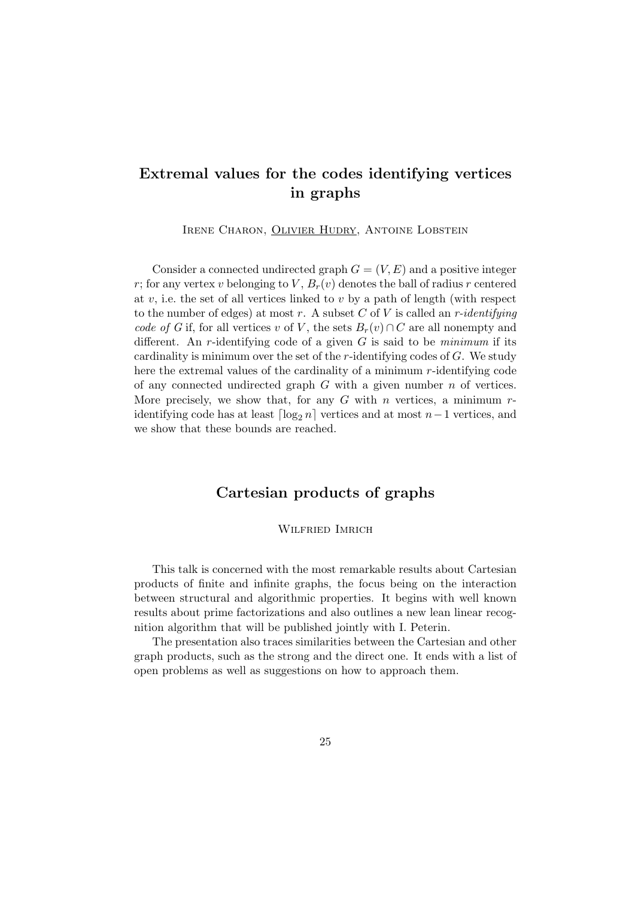## Extremal values for the codes identifying vertices in graphs

Irene Charon, Olivier Hudry, Antoine Lobstein

Consider a connected undirected graph $G = (V, E)$ and a positive integer $r$; for any vertex $v$ belonging to $V$, $B_r(v)$ denotes the ball of radius $r$ centered at $v$, i.e. the set of all vertices linked to $v$ by a path of length (with respect to the number of edges) at most $r$. A subset $C$ of $V$ is called an *$r$-identifying code of $G$* if, for all vertices $v$ of $V$, the sets $B_r(v) \cap C$ are all nonempty and different. An $r$-identifying code of a given $G$ is said to be *minimum* if its cardinality is minimum over the set of the $r$-identifying codes of $G$. We study here the extremal values of the cardinality of a minimum $r$-identifying code of any connected undirected graph $G$ with a given number $n$ of vertices. More precisely, we show that, for any $G$ with $n$ vertices, a minimum $r$-identifying code has at least $\lceil \log_2 n \rceil$ vertices and at most $n - 1$ vertices, and we show that these bounds are reached.

## Cartesian products of graphs

Wilfried Imrich

This talk is concerned with the most remarkable results about Cartesian products of finite and infinite graphs, the focus being on the interaction between structural and algorithmic properties. It begins with well known results about prime factorizations and also outlines a new lean linear recognition algorithm that will be published jointly with I. Peterin.

The presentation also traces similarities between the Cartesian and other graph products, such as the strong and the direct one. It ends with a list of open problems as well as suggestions on how to approach them.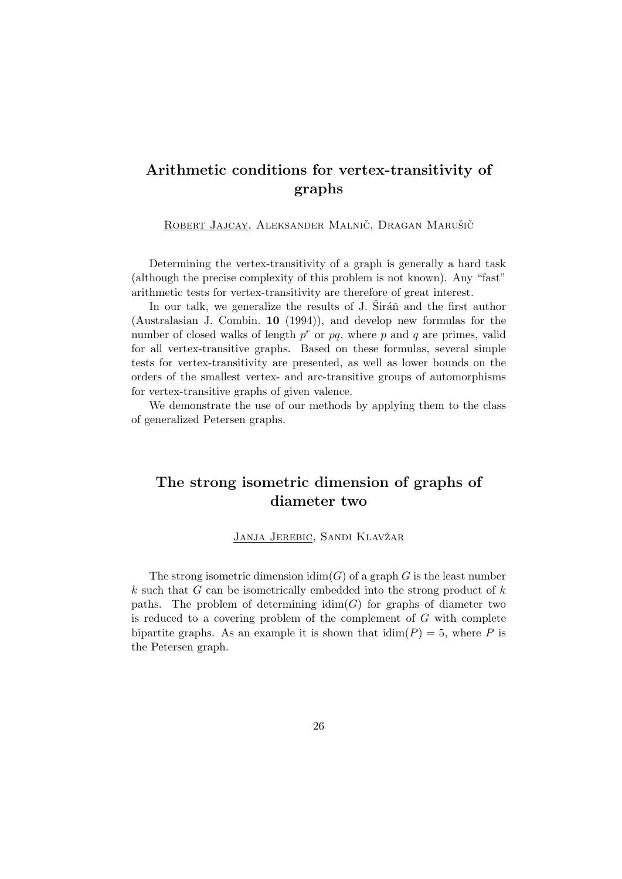## Arithmetic conditions for vertex-transitivity of graphs

Robert Jajcay, Aleksander Malnič, Dragan Marušič

Determining the vertex-transitivity of a graph is generally a hard task (although the precise complexity of this problem is not known). Any "fast" arithmetic tests for vertex-transitivity are therefore of great interest.

In our talk, we generalize the results of J. Širáň and the first author (Australasian J. Combin. **10** (1994)), and develop new formulas for the number of closed walks of length $p^r$ or $pq$, where $p$ and $q$ are primes, valid for all vertex-transitive graphs. Based on these formulas, several simple tests for vertex-transitivity are presented, as well as lower bounds on the orders of the smallest vertex- and arc-transitive groups of automorphisms for vertex-transitive graphs of given valence.

We demonstrate the use of our methods by applying them to the class of generalized Petersen graphs.

## The strong isometric dimension of graphs of diameter two

Janja Jerebic, Sandi Klavžar

The strong isometric dimension $\mathrm{idim}(G)$ of a graph $G$ is the least number $k$ such that $G$ can be isometrically embedded into the strong product of $k$ paths. The problem of determining $\mathrm{idim}(G)$ for graphs of diameter two is reduced to a covering problem of the complement of $G$ with complete bipartite graphs. As an example it is shown that $\mathrm{idim}(P) = 5$, where $P$ is the Petersen graph.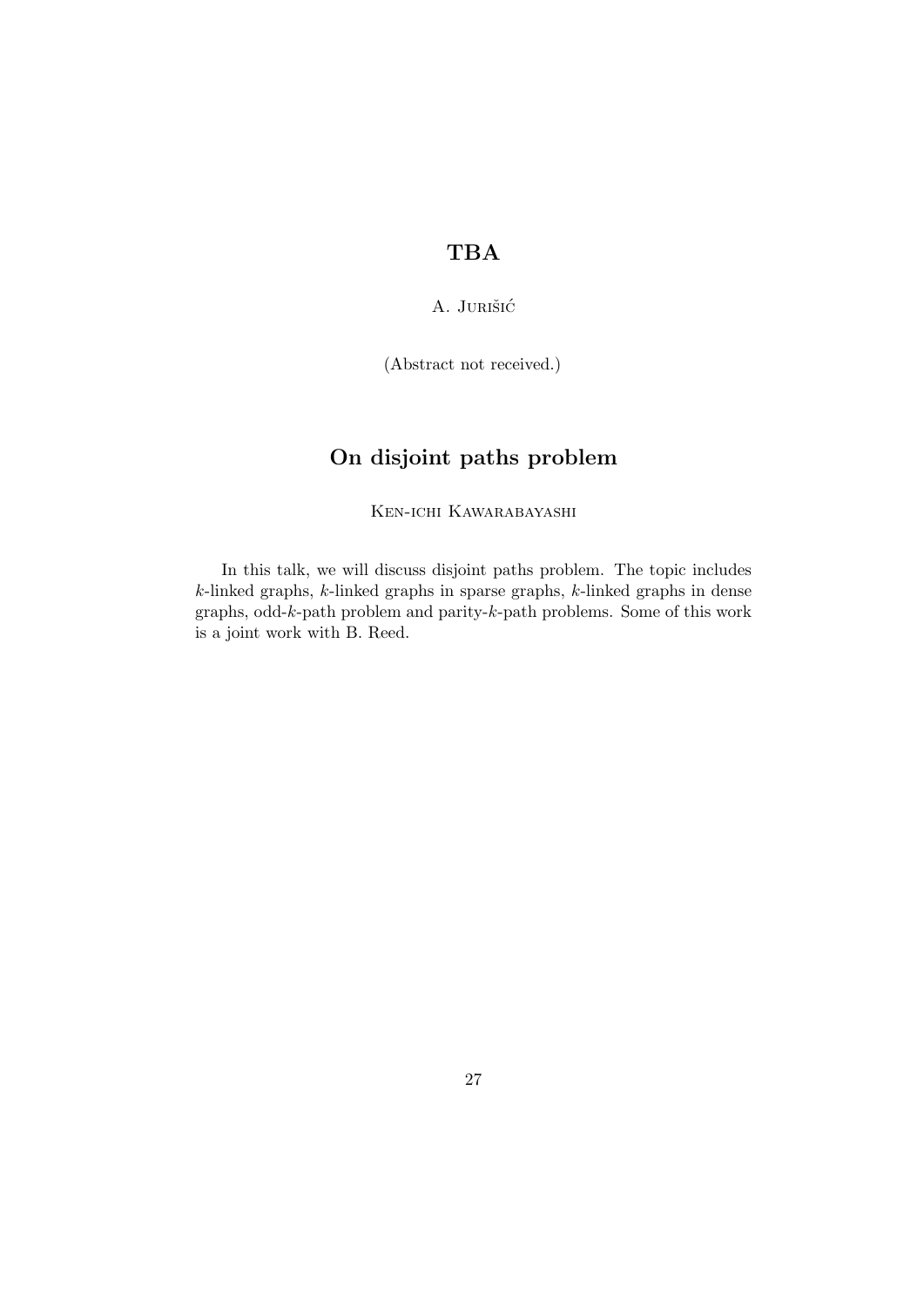## TBA

A. Jurišić

(Abstract not received.)

## On disjoint paths problem

Ken-ichi Kawarabayashi

In this talk, we will discuss disjoint paths problem. The topic includes $k$-linked graphs, $k$-linked graphs in sparse graphs, $k$-linked graphs in dense graphs, odd-$k$-path problem and parity-$k$-path problems. Some of this work is a joint work with B. Reed.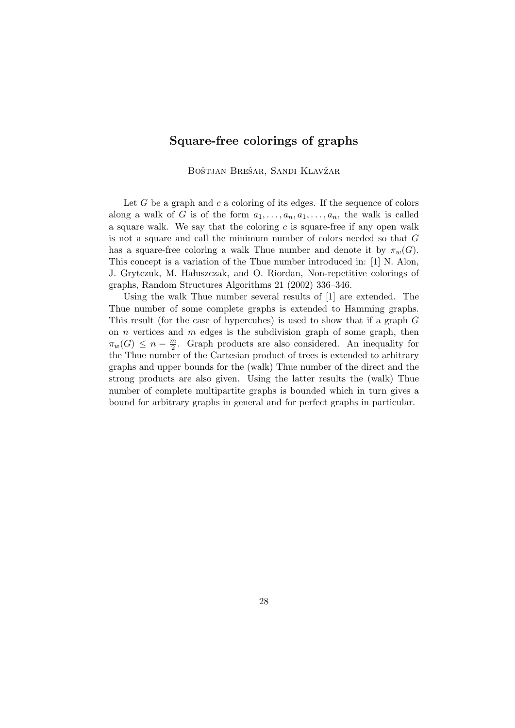# Square-free colorings of graphs

Boštjan Brešar, Sandi Klavžar

Let $G$ be a graph and $c$ a coloring of its edges. If the sequence of colors along a walk of $G$ is of the form $a_1, \ldots, a_n, a_1, \ldots, a_n$, the walk is called a square walk. We say that the coloring $c$ is square-free if any open walk is not a square and call the minimum number of colors needed so that $G$ has a square-free coloring a walk Thue number and denote it by $\pi_w(G)$. This concept is a variation of the Thue number introduced in: [1] N. Alon, J. Grytczuk, M. Hałuszczak, and O. Riordan, Non-repetitive colorings of graphs, Random Structures Algorithms 21 (2002) 336–346.

Using the walk Thue number several results of [1] are extended. The Thue number of some complete graphs is extended to Hamming graphs. This result (for the case of hypercubes) is used to show that if a graph $G$ on $n$ vertices and $m$ edges is the subdivision graph of some graph, then $\pi_w(G) \leq n - \frac{m}{2}$. Graph products are also considered. An inequality for the Thue number of the Cartesian product of trees is extended to arbitrary graphs and upper bounds for the (walk) Thue number of the direct and the strong products are also given. Using the latter results the (walk) Thue number of complete multipartite graphs is bounded which in turn gives a bound for arbitrary graphs in general and for perfect graphs in particular.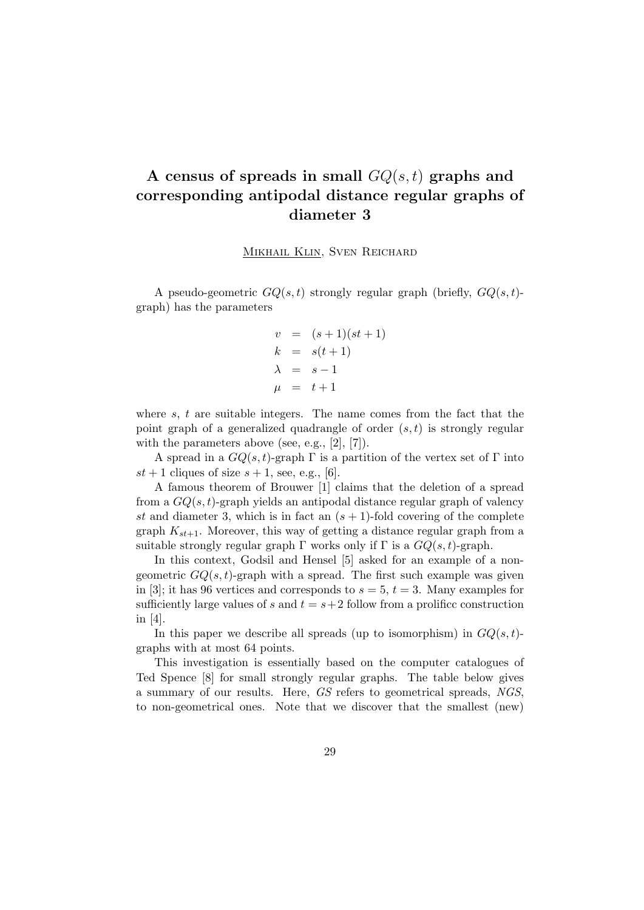# A census of spreads in small $GQ(s,t)$ graphs and corresponding antipodal distance regular graphs of diameter 3

Mikhail Klin, Sven Reichard

A pseudo-geometric $GQ(s,t)$ strongly regular graph (briefly, $GQ(s,t)$-graph) has the parameters

$$
\begin{aligned}
v &= (s+1)(st+1) \\
k &= s(t+1) \\
\lambda &= s-1 \\
\mu &= t+1
\end{aligned}
$$

where $s$, $t$ are suitable integers. The name comes from the fact that the point graph of a generalized quadrangle of order $(s,t)$ is strongly regular with the parameters above (see, e.g., [2], [7]).

A spread in a $GQ(s,t)$-graph $\Gamma$ is a partition of the vertex set of $\Gamma$ into $st+1$ cliques of size $s+1$, see, e.g., [6].

A famous theorem of Brouwer [1] claims that the deletion of a spread from a $GQ(s,t)$-graph yields an antipodal distance regular graph of valency $st$ and diameter 3, which is in fact an $(s+1)$-fold covering of the complete graph $K_{st+1}$. Moreover, this way of getting a distance regular graph from a suitable strongly regular graph $\Gamma$ works only if $\Gamma$ is a $GQ(s,t)$-graph.

In this context, Godsil and Hensel [5] asked for an example of a non-geometric $GQ(s,t)$-graph with a spread. The first such example was given in [3]; it has 96 vertices and corresponds to $s=5$, $t=3$. Many examples for sufficiently large values of $s$ and $t=s+2$ follow from a prolificc construction in [4].

In this paper we describe all spreads (up to isomorphism) in $GQ(s,t)$-graphs with at most 64 points.

This investigation is essentially based on the computer catalogues of Ted Spence [8] for small strongly regular graphs. The table below gives a summary of our results. Here, *GS* refers to geometrical spreads, *NGS*, to non-geometrical ones. Note that we discover that the smallest (new)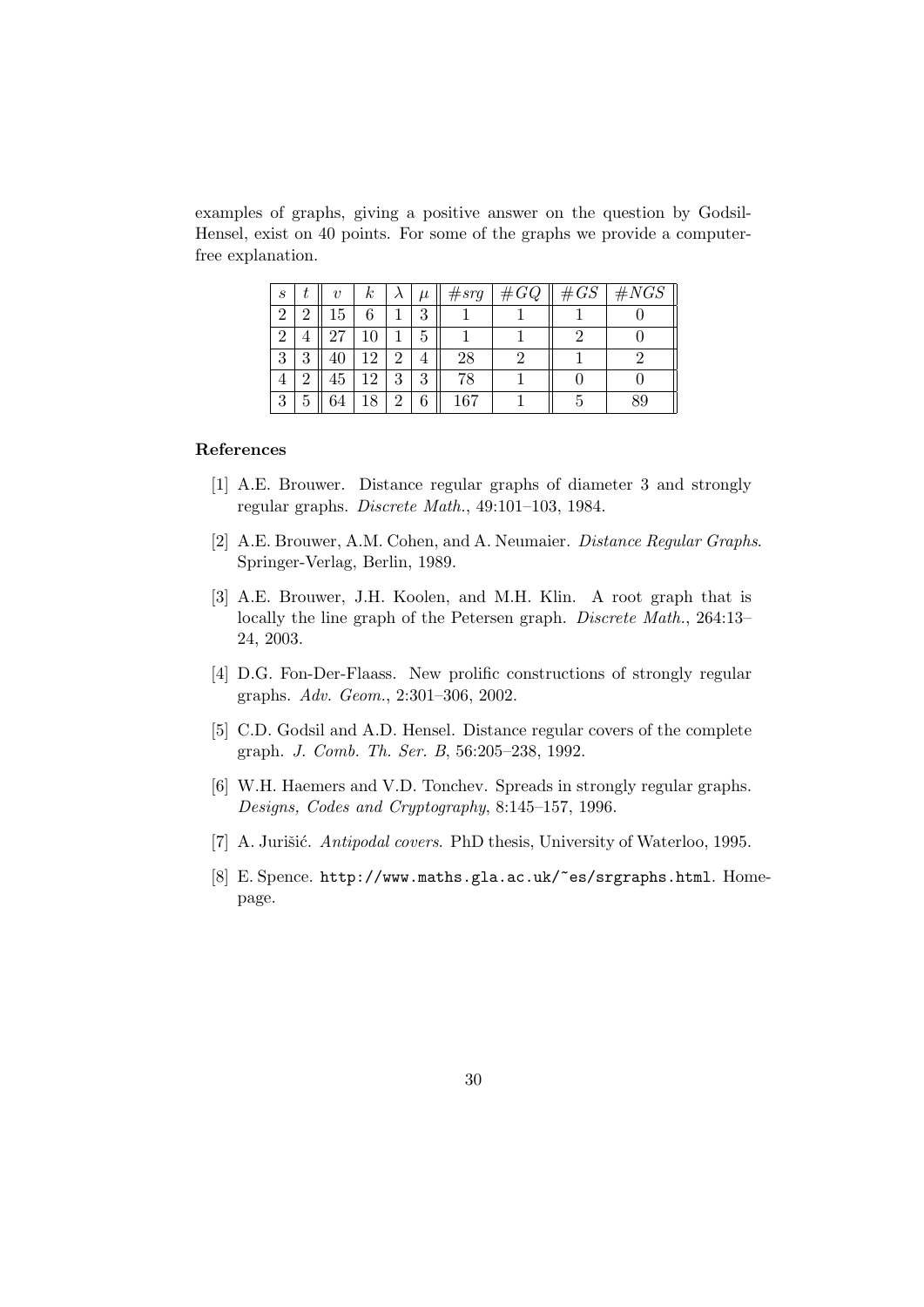examples of graphs, giving a positive answer on the question by Godsil-Hensel, exist on 40 points. For some of the graphs we provide a computer-free explanation.

| $s$ | $t$ | $v$ | $k$ | $\lambda$ | $\mu$ | $\#srg$ | $\#GQ$ | $\#GS$ | $\#NGS$ |
|---|---|---|---|---|---|---|---|---|---|
| 2 | 2 | 15 | 6 | 1 | 3 | 1 | 1 | 1 | 0 |
| 2 | 4 | 27 | 10 | 1 | 5 | 1 | 1 | 2 | 0 |
| 3 | 3 | 40 | 12 | 2 | 4 | 28 | 2 | 1 | 2 |
| 4 | 2 | 45 | 12 | 3 | 3 | 78 | 1 | 0 | 0 |
| 3 | 5 | 64 | 18 | 2 | 6 | 167 | 1 | 5 | 89 |

## References

[1] A.E. Brouwer. Distance regular graphs of diameter 3 and strongly regular graphs. *Discrete Math.*, 49:101–103, 1984.

[2] A.E. Brouwer, A.M. Cohen, and A. Neumaier. *Distance Regular Graphs*. Springer-Verlag, Berlin, 1989.

[3] A.E. Brouwer, J.H. Koolen, and M.H. Klin. A root graph that is locally the line graph of the Petersen graph. *Discrete Math.*, 264:13–24, 2003.

[4] D.G. Fon-Der-Flaass. New prolific constructions of strongly regular graphs. *Adv. Geom.*, 2:301–306, 2002.

[5] C.D. Godsil and A.D. Hensel. Distance regular covers of the complete graph. *J. Comb. Th. Ser. B*, 56:205–238, 1992.

[6] W.H. Haemers and V.D. Tonchev. Spreads in strongly regular graphs. *Designs, Codes and Cryptography*, 8:145–157, 1996.

[7] A. Jurišić. *Antipodal covers*. PhD thesis, University of Waterloo, 1995.

[8] E. Spence. `http://www.maths.gla.ac.uk/~es/srgraphs.html`. Homepage.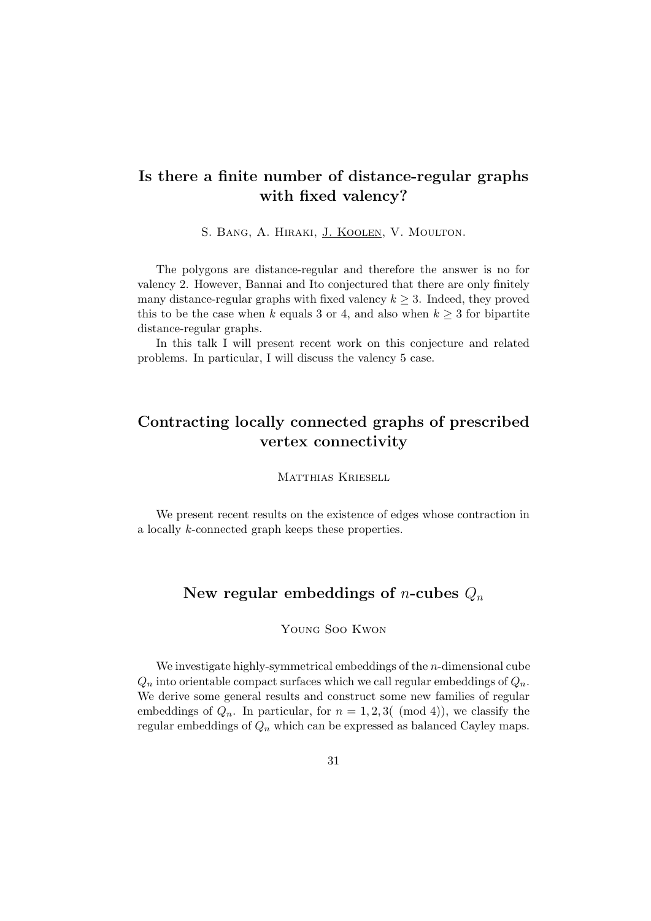## Is there a finite number of distance-regular graphs with fixed valency?

S. Bang, A. Hiraki, J. Koolen, V. Moulton.

The polygons are distance-regular and therefore the answer is no for valency 2. However, Bannai and Ito conjectured that there are only finitely many distance-regular graphs with fixed valency $k \geq 3$. Indeed, they proved this to be the case when $k$ equals 3 or 4, and also when $k \geq 3$ for bipartite distance-regular graphs.

In this talk I will present recent work on this conjecture and related problems. In particular, I will discuss the valency 5 case.

## Contracting locally connected graphs of prescribed vertex connectivity

Matthias Kriesell

We present recent results on the existence of edges whose contraction in a locally $k$-connected graph keeps these properties.

## New regular embeddings of $n$-cubes $Q_n$

Young Soo Kwon

We investigate highly-symmetrical embeddings of the $n$-dimensional cube $Q_n$ into orientable compact surfaces which we call regular embeddings of $Q_n$. We derive some general results and construct some new families of regular embeddings of $Q_n$. In particular, for $n = 1, 2, 3 (\pmod 4)$, we classify the regular embeddings of $Q_n$ which can be expressed as balanced Cayley maps.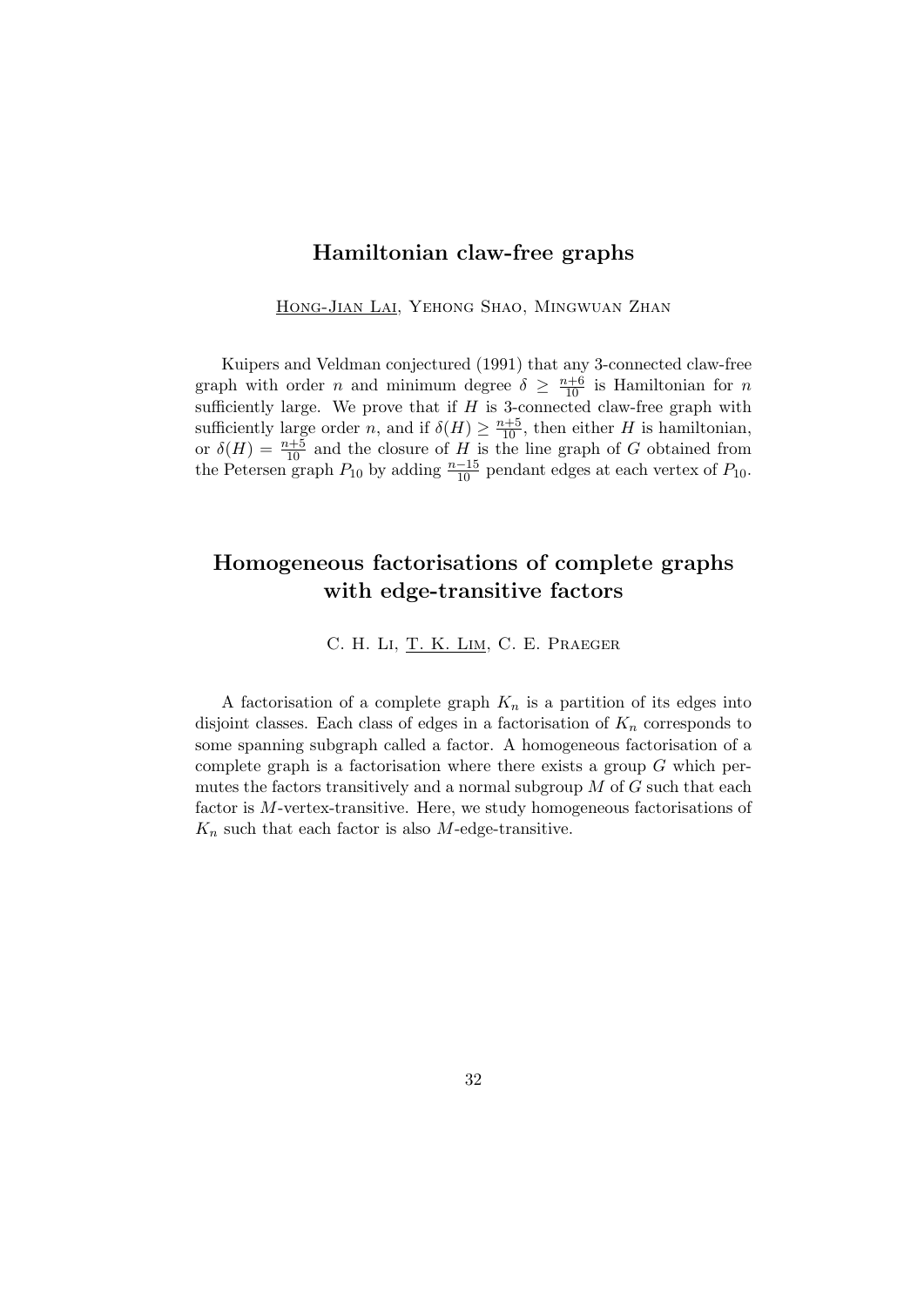## Hamiltonian claw-free graphs

<u>Hong-Jian Lai</u>, Yehong Shao, Mingwuan Zhan

Kuipers and Veldman conjectured (1991) that any 3-connected claw-free graph with order $n$ and minimum degree $\delta \geq \frac{n+6}{10}$ is Hamiltonian for $n$ sufficiently large. We prove that if $H$ is 3-connected claw-free graph with sufficiently large order $n$, and if $\delta(H) \geq \frac{n+5}{10}$, then either $H$ is hamiltonian, or $\delta(H) = \frac{n+5}{10}$ and the closure of $H$ is the line graph of $G$ obtained from the Petersen graph $P_{10}$ by adding $\frac{n-15}{10}$ pendant edges at each vertex of $P_{10}$.

## Homogeneous factorisations of complete graphs with edge-transitive factors

C. H. Li, <u>T. K. Lim</u>, C. E. Praeger

A factorisation of a complete graph $K_n$ is a partition of its edges into disjoint classes. Each class of edges in a factorisation of $K_n$ corresponds to some spanning subgraph called a factor. A homogeneous factorisation of a complete graph is a factorisation where there exists a group $G$ which permutes the factors transitively and a normal subgroup $M$ of $G$ such that each factor is $M$-vertex-transitive. Here, we study homogeneous factorisations of $K_n$ such that each factor is also $M$-edge-transitive.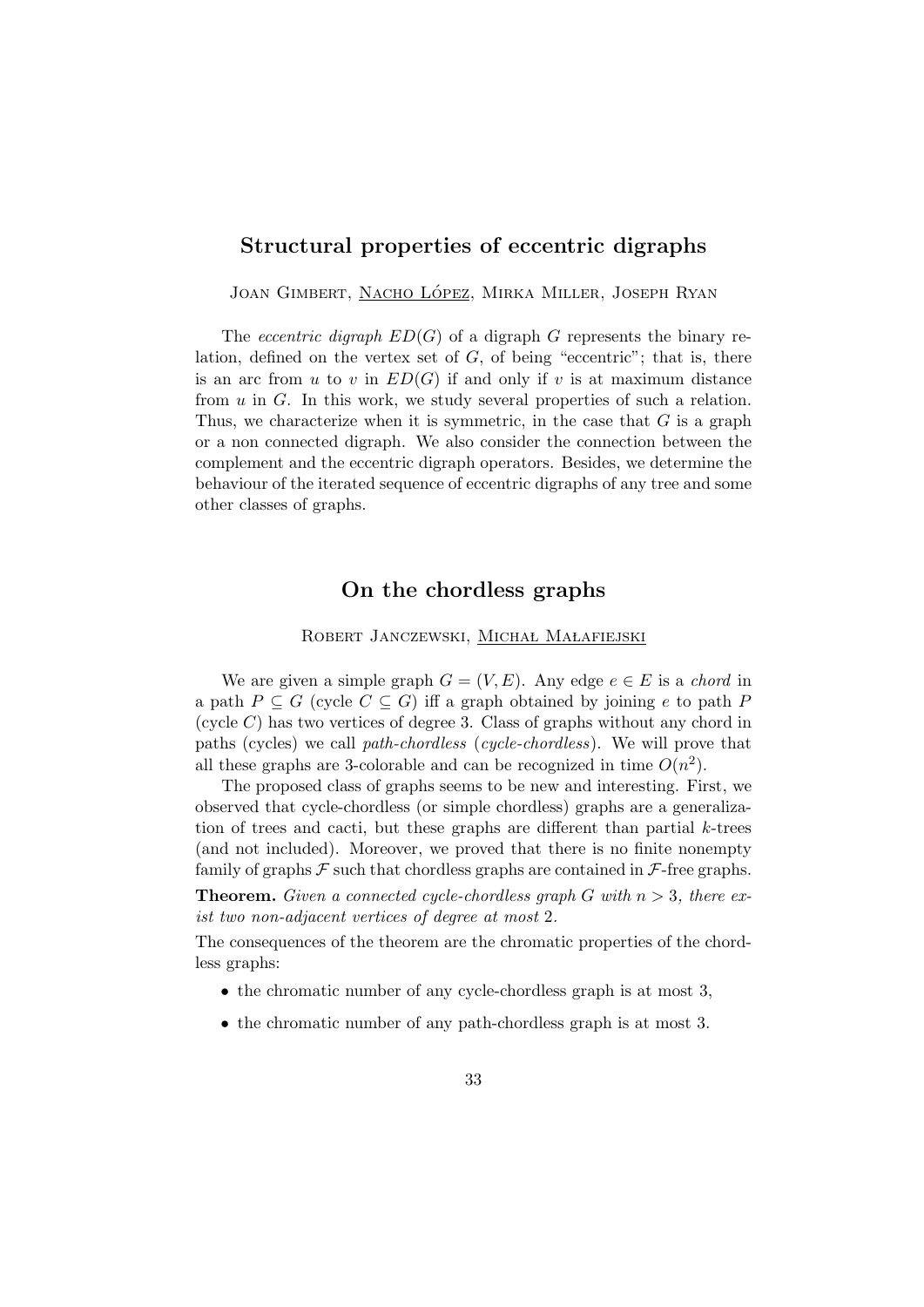## Structural properties of eccentric digraphs

Joan Gimbert, Nacho López, Mirka Miller, Joseph Ryan

The *eccentric digraph* $ED(G)$ of a digraph $G$ represents the binary relation, defined on the vertex set of $G$, of being "eccentric"; that is, there is an arc from $u$ to $v$ in $ED(G)$ if and only if $v$ is at maximum distance from $u$ in $G$. In this work, we study several properties of such a relation. Thus, we characterize when it is symmetric, in the case that $G$ is a graph or a non connected digraph. We also consider the connection between the complement and the eccentric digraph operators. Besides, we determine the behaviour of the iterated sequence of eccentric digraphs of any tree and some other classes of graphs.

## On the chordless graphs

Robert Janczewski, Michał Małafiejski

We are given a simple graph $G = (V, E)$. Any edge $e \in E$ is a *chord* in a path $P \subseteq G$ (cycle $C \subseteq G$) iff a graph obtained by joining $e$ to path $P$ (cycle $C$) has two vertices of degree 3. Class of graphs without any chord in paths (cycles) we call *path-chordless* (*cycle-chordless*). We will prove that all these graphs are 3-colorable and can be recognized in time $O(n^2)$.

The proposed class of graphs seems to be new and interesting. First, we observed that cycle-chordless (or simple chordless) graphs are a generalization of trees and cacti, but these graphs are different than partial $k$-trees (and not included). Moreover, we proved that there is no finite nonempty family of graphs $\mathcal{F}$ such that chordless graphs are contained in $\mathcal{F}$-free graphs.

**Theorem.** *Given a connected cycle-chordless graph $G$ with $n > 3$, there exist two non-adjacent vertices of degree at most 2.*

The consequences of the theorem are the chromatic properties of the chordless graphs:

- the chromatic number of any cycle-chordless graph is at most 3,
- the chromatic number of any path-chordless graph is at most 3.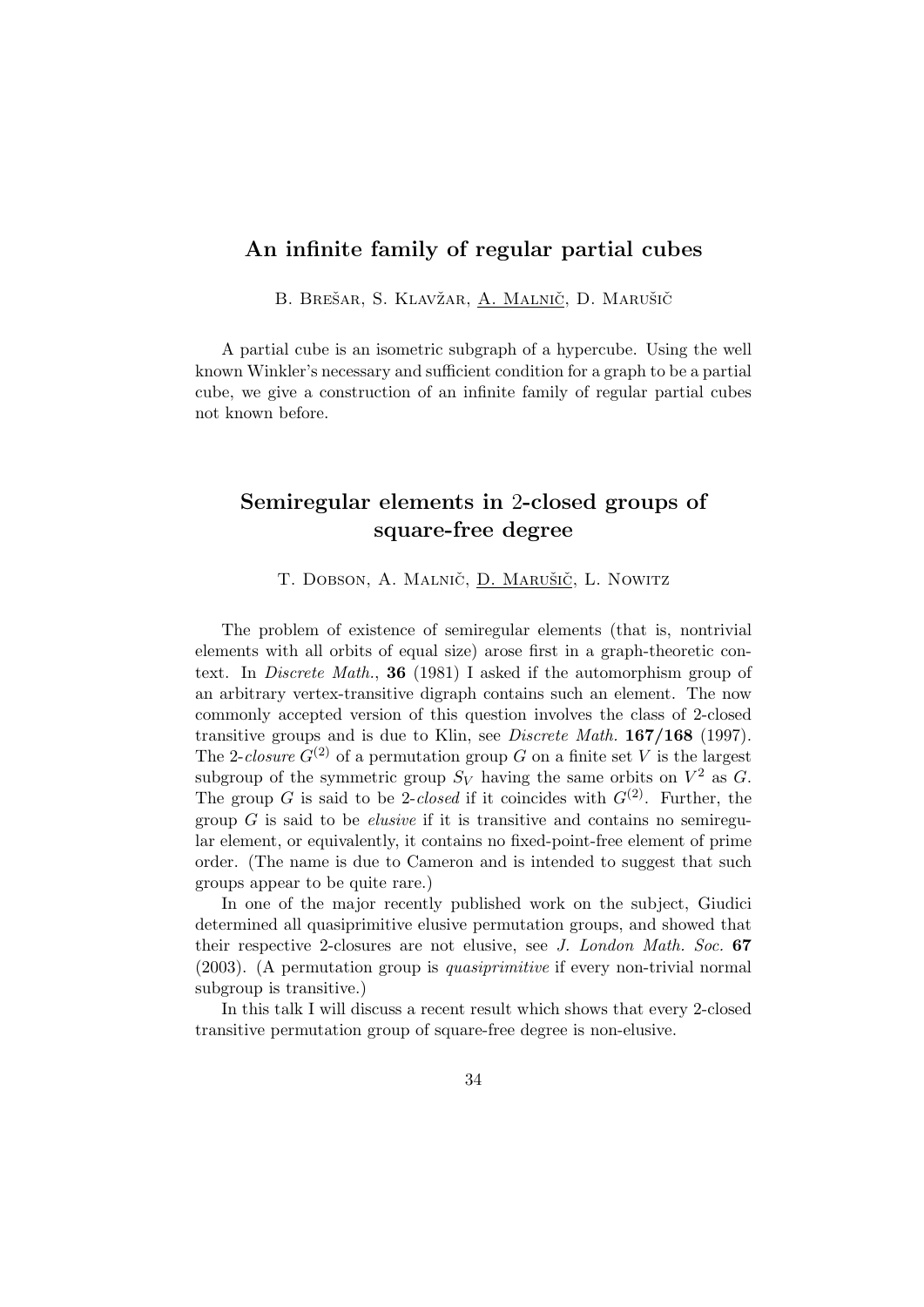## An infinite family of regular partial cubes

B. Brešar, S. Klavžar, A. Malnič, D. Marušič

A partial cube is an isometric subgraph of a hypercube. Using the well known Winkler's necessary and sufficient condition for a graph to be a partial cube, we give a construction of an infinite family of regular partial cubes not known before.

## Semiregular elements in 2-closed groups of square-free degree

T. Dobson, A. Malnič, D. Marušič, L. Nowitz

The problem of existence of semiregular elements (that is, nontrivial elements with all orbits of equal size) arose first in a graph-theoretic context. In *Discrete Math.*, **36** (1981) I asked if the automorphism group of an arbitrary vertex-transitive digraph contains such an element. The now commonly accepted version of this question involves the class of 2-closed transitive groups and is due to Klin, see *Discrete Math.* **167/168** (1997). The 2-*closure* $G^{(2)}$ of a permutation group $G$ on a finite set $V$ is the largest subgroup of the symmetric group $S_V$ having the same orbits on $V^2$ as $G$. The group $G$ is said to be 2-*closed* if it coincides with $G^{(2)}$. Further, the group $G$ is said to be *elusive* if it is transitive and contains no semiregular element, or equivalently, it contains no fixed-point-free element of prime order. (The name is due to Cameron and is intended to suggest that such groups appear to be quite rare.)

In one of the major recently published work on the subject, Giudici determined all quasiprimitive elusive permutation groups, and showed that their respective 2-closures are not elusive, see *J. London Math. Soc.* **67** (2003). (A permutation group is *quasiprimitive* if every non-trivial normal subgroup is transitive.)

In this talk I will discuss a recent result which shows that every 2-closed transitive permutation group of square-free degree is non-elusive.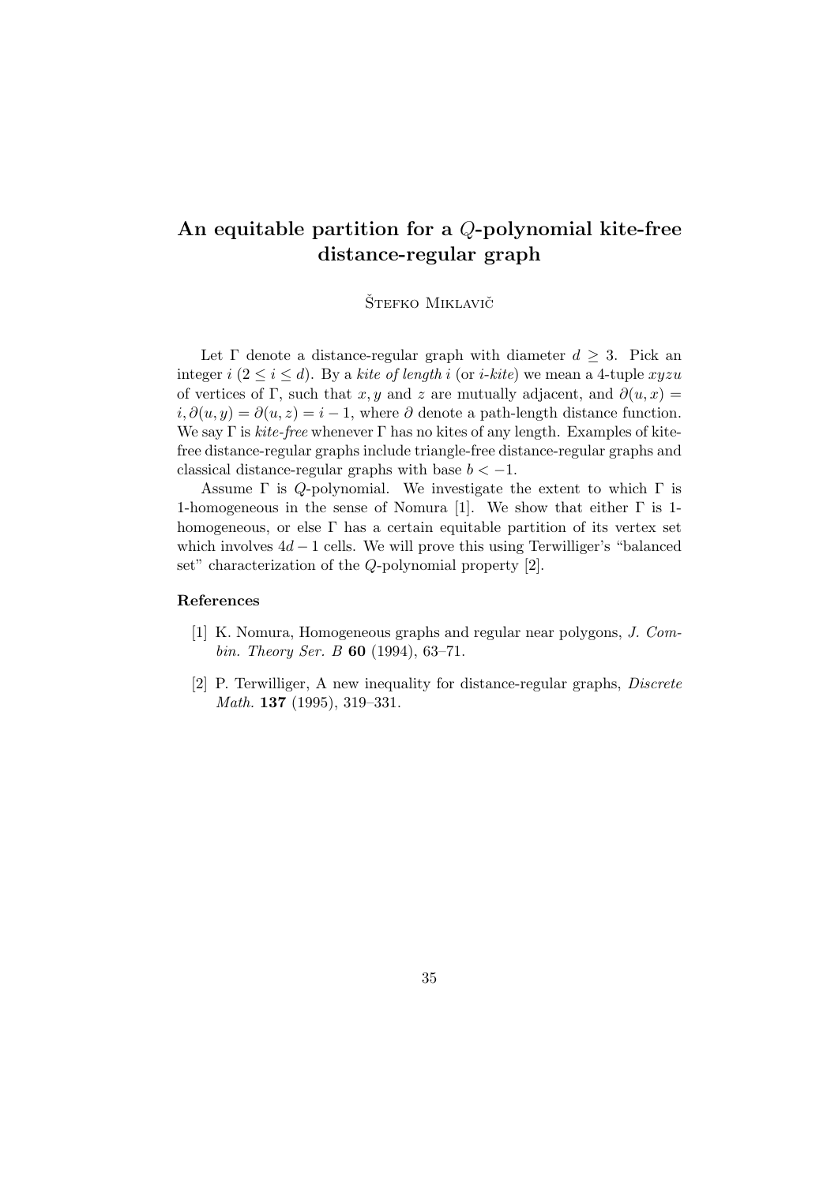# An equitable partition for a $Q$-polynomial kite-free distance-regular graph

Štefko Miklavič

Let $\Gamma$ denote a distance-regular graph with diameter $d \geq 3$. Pick an integer $i$ ($2 \leq i \leq d$). By a *kite of length* $i$ (or $i$-*kite*) we mean a 4-tuple $xyzu$ of vertices of $\Gamma$, such that $x, y$ and $z$ are mutually adjacent, and $\partial(u, x) = i, \partial(u, y) = \partial(u, z) = i - 1$, where $\partial$ denote a path-length distance function. We say $\Gamma$ is *kite-free* whenever $\Gamma$ has no kites of any length. Examples of kite-free distance-regular graphs include triangle-free distance-regular graphs and classical distance-regular graphs with base $b < -1$.

Assume $\Gamma$ is $Q$-polynomial. We investigate the extent to which $\Gamma$ is 1-homogeneous in the sense of Nomura [1]. We show that either $\Gamma$ is 1-homogeneous, or else $\Gamma$ has a certain equitable partition of its vertex set which involves $4d - 1$ cells. We will prove this using Terwilliger's "balanced set" characterization of the $Q$-polynomial property [2].

### References

[1] K. Nomura, Homogeneous graphs and regular near polygons, *J. Combin. Theory Ser. B* **60** (1994), 63–71.

[2] P. Terwilliger, A new inequality for distance-regular graphs, *Discrete Math.* **137** (1995), 319–331.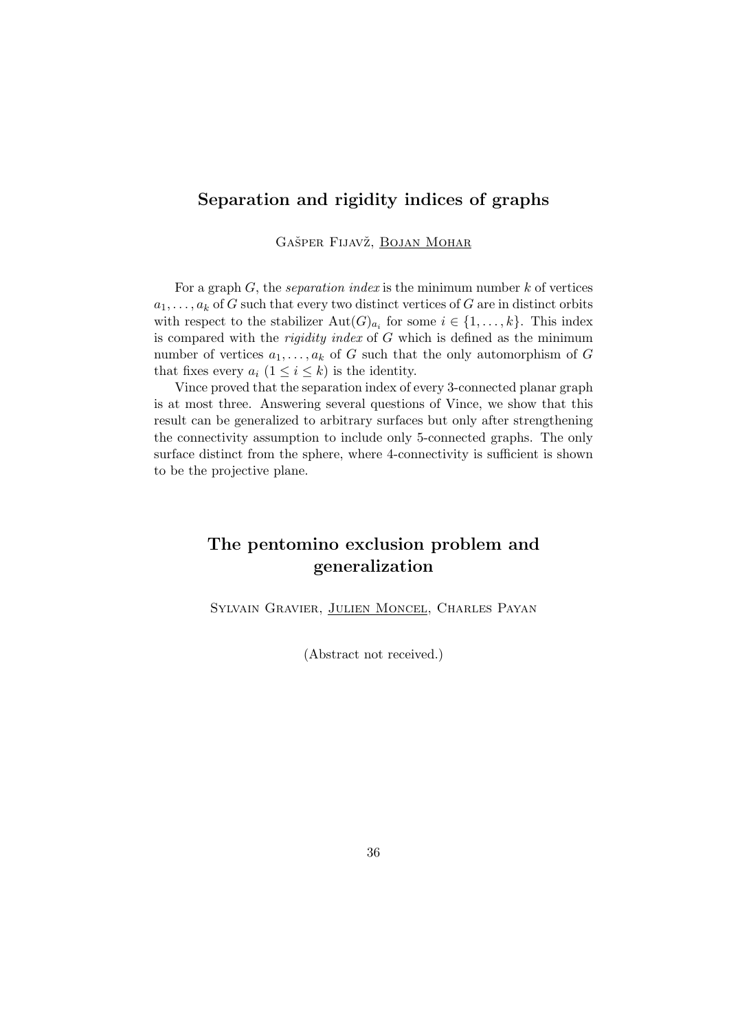## Separation and rigidity indices of graphs

Gašper Fijavž, Bojan Mohar

For a graph $G$, the *separation index* is the minimum number $k$ of vertices $a_1, \ldots, a_k$ of $G$ such that every two distinct vertices of $G$ are in distinct orbits with respect to the stabilizer $\mathrm{Aut}(G)_{a_i}$ for some $i \in \{1, \ldots, k\}$. This index is compared with the *rigidity index* of $G$ which is defined as the minimum number of vertices $a_1, \ldots, a_k$ of $G$ such that the only automorphism of $G$ that fixes every $a_i$ $(1 \leq i \leq k)$ is the identity.

Vince proved that the separation index of every 3-connected planar graph is at most three. Answering several questions of Vince, we show that this result can be generalized to arbitrary surfaces but only after strengthening the connectivity assumption to include only 5-connected graphs. The only surface distinct from the sphere, where 4-connectivity is sufficient is shown to be the projective plane.

## The pentomino exclusion problem and generalization

Sylvain Gravier, Julien Moncel, Charles Payan

(Abstract not received.)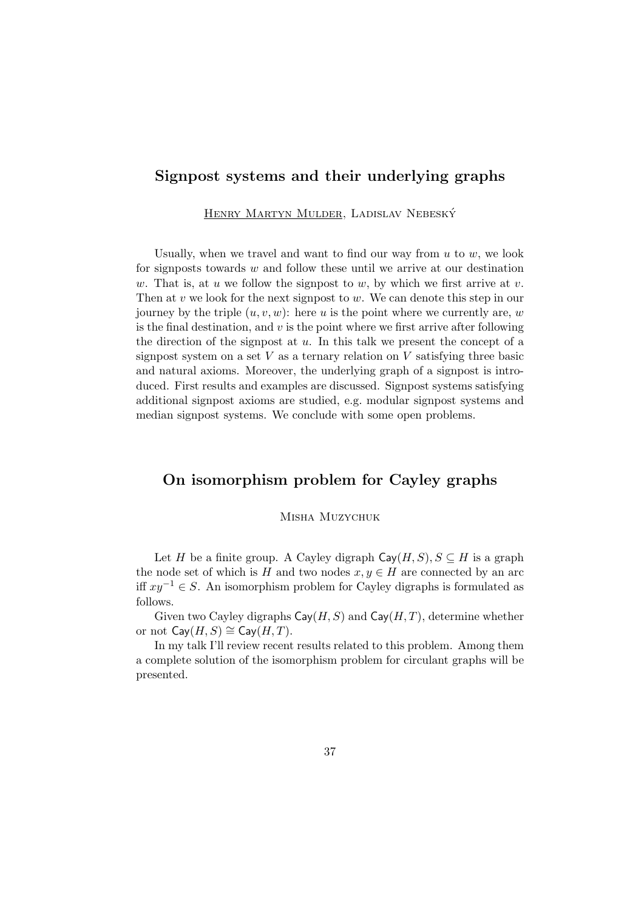## Signpost systems and their underlying graphs

<u>Henry Martyn Mulder</u>, Ladislav Nebeský

Usually, when we travel and want to find our way from $u$ to $w$, we look for signposts towards $w$ and follow these until we arrive at our destination $w$. That is, at $u$ we follow the signpost to $w$, by which we first arrive at $v$. Then at $v$ we look for the next signpost to $w$. We can denote this step in our journey by the triple $(u, v, w)$: here $u$ is the point where we currently are, $w$ is the final destination, and $v$ is the point where we first arrive after following the direction of the signpost at $u$. In this talk we present the concept of a signpost system on a set $V$ as a ternary relation on $V$ satisfying three basic and natural axioms. Moreover, the underlying graph of a signpost is introduced. First results and examples are discussed. Signpost systems satisfying additional signpost axioms are studied, e.g. modular signpost systems and median signpost systems. We conclude with some open problems.

## On isomorphism problem for Cayley graphs

Misha Muzychuk

Let $H$ be a finite group. A Cayley digraph $\mathsf{Cay}(H, S), S \subseteq H$ is a graph the node set of which is $H$ and two nodes $x, y \in H$ are connected by an arc iff $xy^{-1} \in S$. An isomorphism problem for Cayley digraphs is formulated as follows.

Given two Cayley digraphs $\mathsf{Cay}(H, S)$ and $\mathsf{Cay}(H, T)$, determine whether or not $\mathsf{Cay}(H, S) \cong \mathsf{Cay}(H, T)$.

In my talk I'll review recent results related to this problem. Among them a complete solution of the isomorphism problem for circulant graphs will be presented.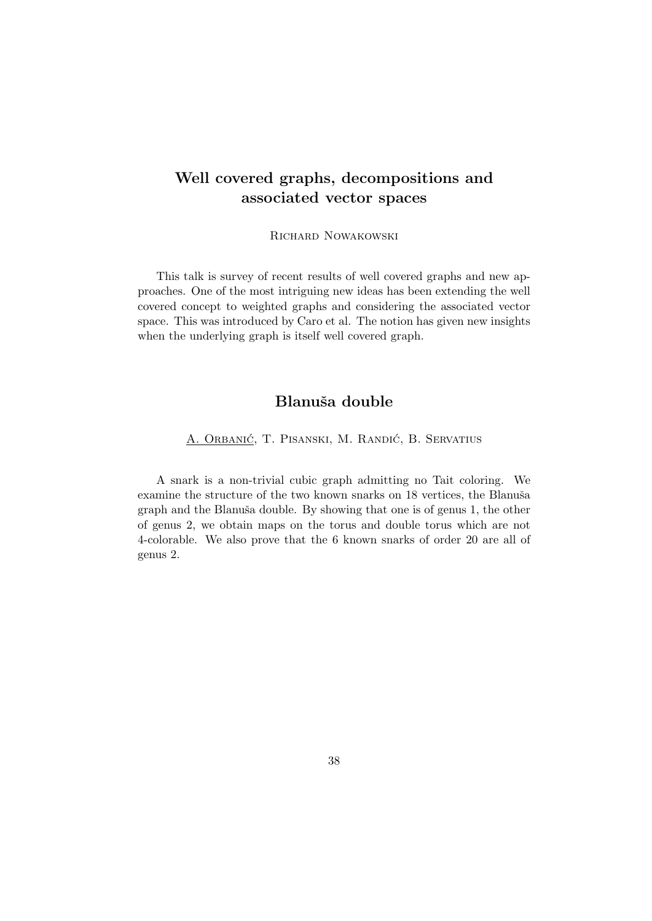## Well covered graphs, decompositions and associated vector spaces

Richard Nowakowski

This talk is survey of recent results of well covered graphs and new approaches. One of the most intriguing new ideas has been extending the well covered concept to weighted graphs and considering the associated vector space. This was introduced by Caro et al. The notion has given new insights when the underlying graph is itself well covered graph.

## Blanuša double

A. Orbanić, T. Pisanski, M. Randić, B. Servatius

A snark is a non-trivial cubic graph admitting no Tait coloring. We examine the structure of the two known snarks on 18 vertices, the Blanuša graph and the Blanuša double. By showing that one is of genus 1, the other of genus 2, we obtain maps on the torus and double torus which are not 4-colorable. We also prove that the 6 known snarks of order 20 are all of genus 2.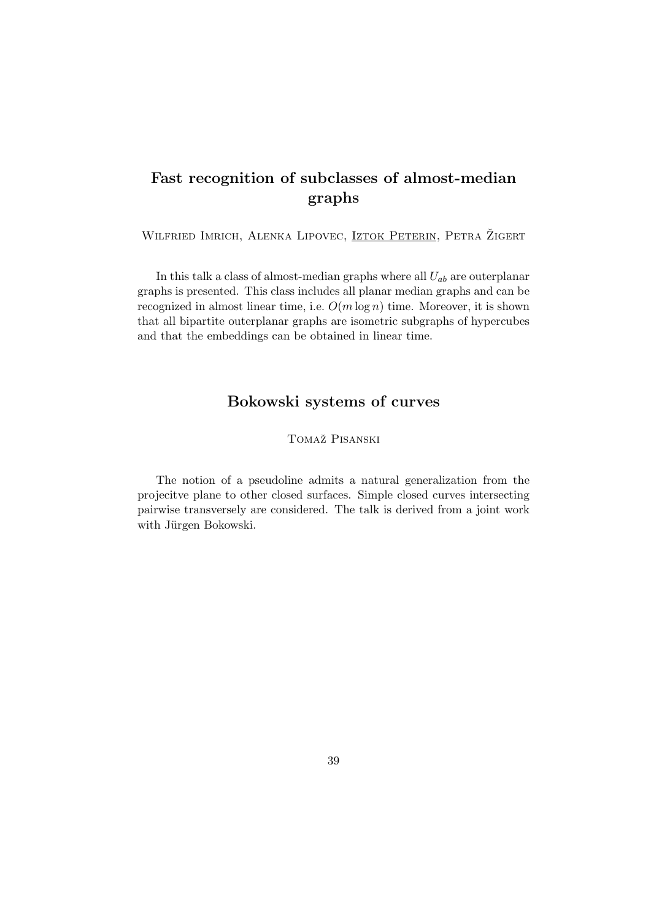## Fast recognition of subclasses of almost-median graphs

Wilfried Imrich, Alenka Lipovec, Iztok Peterin, Petra Žigert

In this talk a class of almost-median graphs where all $U_{ab}$ are outerplanar graphs is presented. This class includes all planar median graphs and can be recognized in almost linear time, i.e. $O(m \log n)$ time. Moreover, it is shown that all bipartite outerplanar graphs are isometric subgraphs of hypercubes and that the embeddings can be obtained in linear time.

## Bokowski systems of curves

Tomaž Pisanski

The notion of a pseudoline admits a natural generalization from the projecitve plane to other closed surfaces. Simple closed curves intersecting pairwise transversely are considered. The talk is derived from a joint work with Jürgen Bokowski.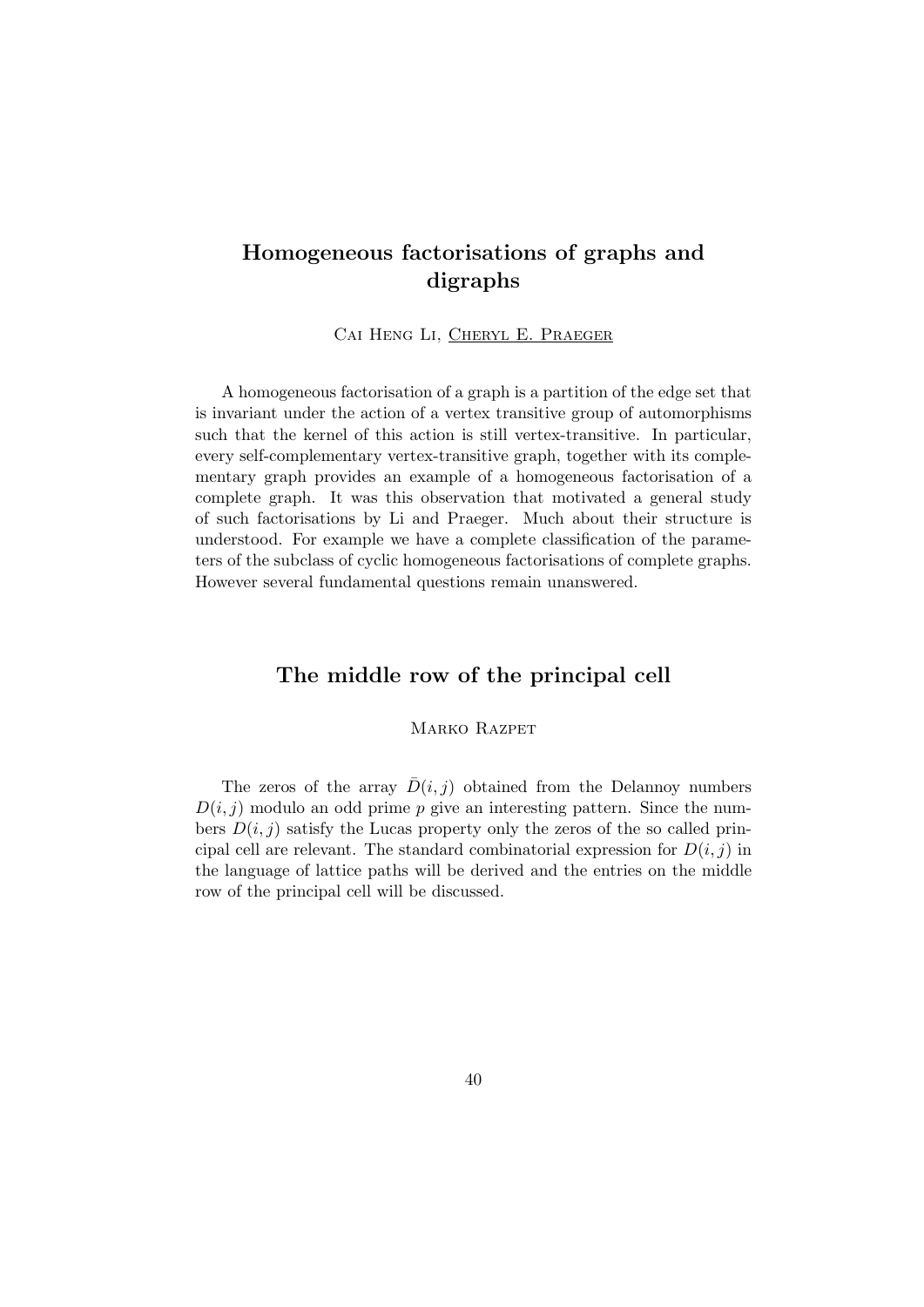## Homogeneous factorisations of graphs and digraphs

Cai Heng Li, Cheryl E. Praeger

A homogeneous factorisation of a graph is a partition of the edge set that is invariant under the action of a vertex transitive group of automorphisms such that the kernel of this action is still vertex-transitive. In particular, every self-complementary vertex-transitive graph, together with its complementary graph provides an example of a homogeneous factorisation of a complete graph. It was this observation that motivated a general study of such factorisations by Li and Praeger. Much about their structure is understood. For example we have a complete classification of the parameters of the subclass of cyclic homogeneous factorisations of complete graphs. However several fundamental questions remain unanswered.

## The middle row of the principal cell

Marko Razpet

The zeros of the array $\bar{D}(i,j)$ obtained from the Delannoy numbers $D(i,j)$ modulo an odd prime $p$ give an interesting pattern. Since the numbers $D(i,j)$ satisfy the Lucas property only the zeros of the so called principal cell are relevant. The standard combinatorial expression for $D(i,j)$ in the language of lattice paths will be derived and the entries on the middle row of the principal cell will be discussed.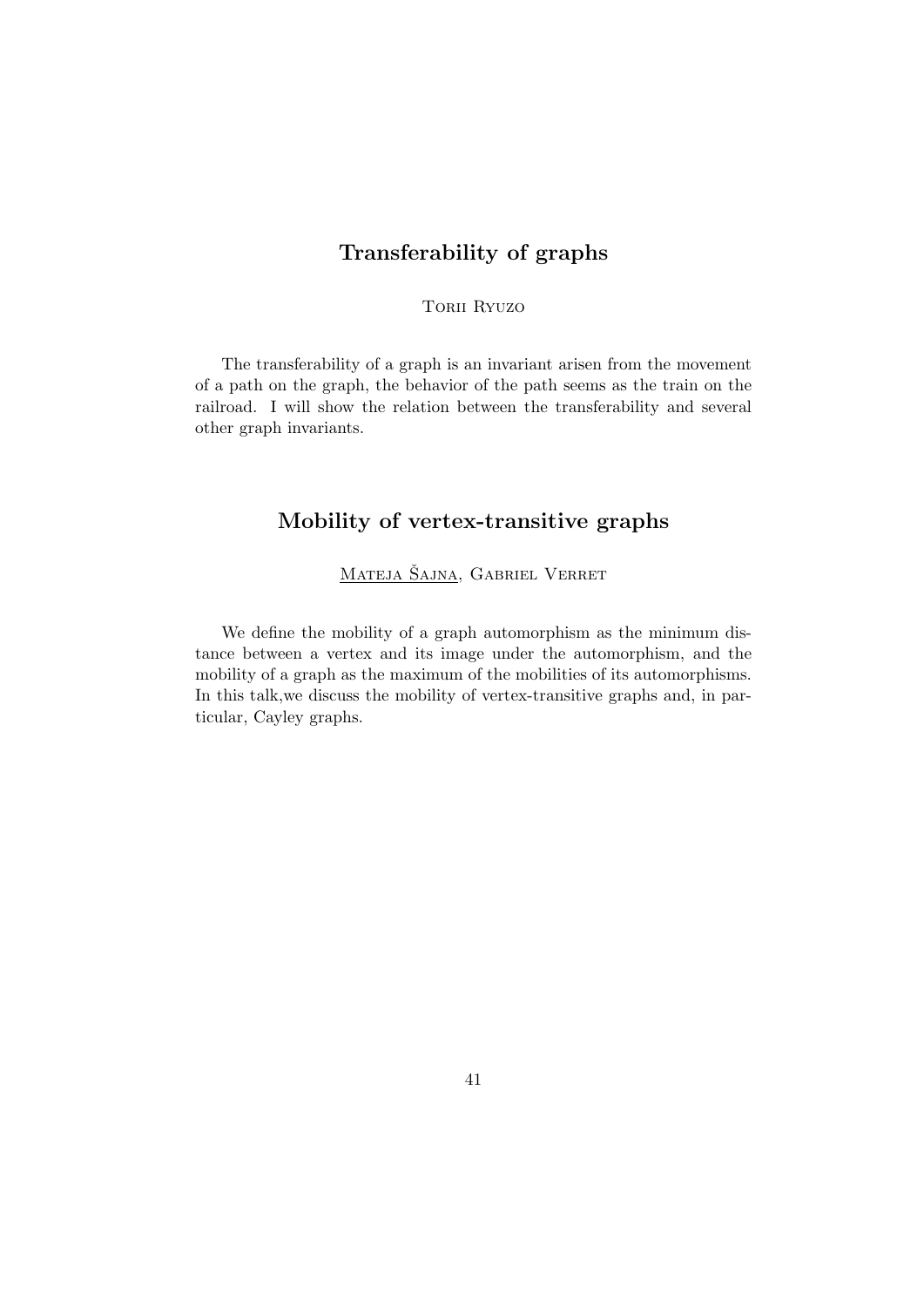## Transferability of graphs

Torii Ryuzo

The transferability of a graph is an invariant arisen from the movement of a path on the graph, the behavior of the path seems as the train on the railroad. I will show the relation between the transferability and several other graph invariants.

## Mobility of vertex-transitive graphs

Mateja Šajna, Gabriel Verret

We define the mobility of a graph automorphism as the minimum distance between a vertex and its image under the automorphism, and the mobility of a graph as the maximum of the mobilities of its automorphisms. In this talk,we discuss the mobility of vertex-transitive graphs and, in particular, Cayley graphs.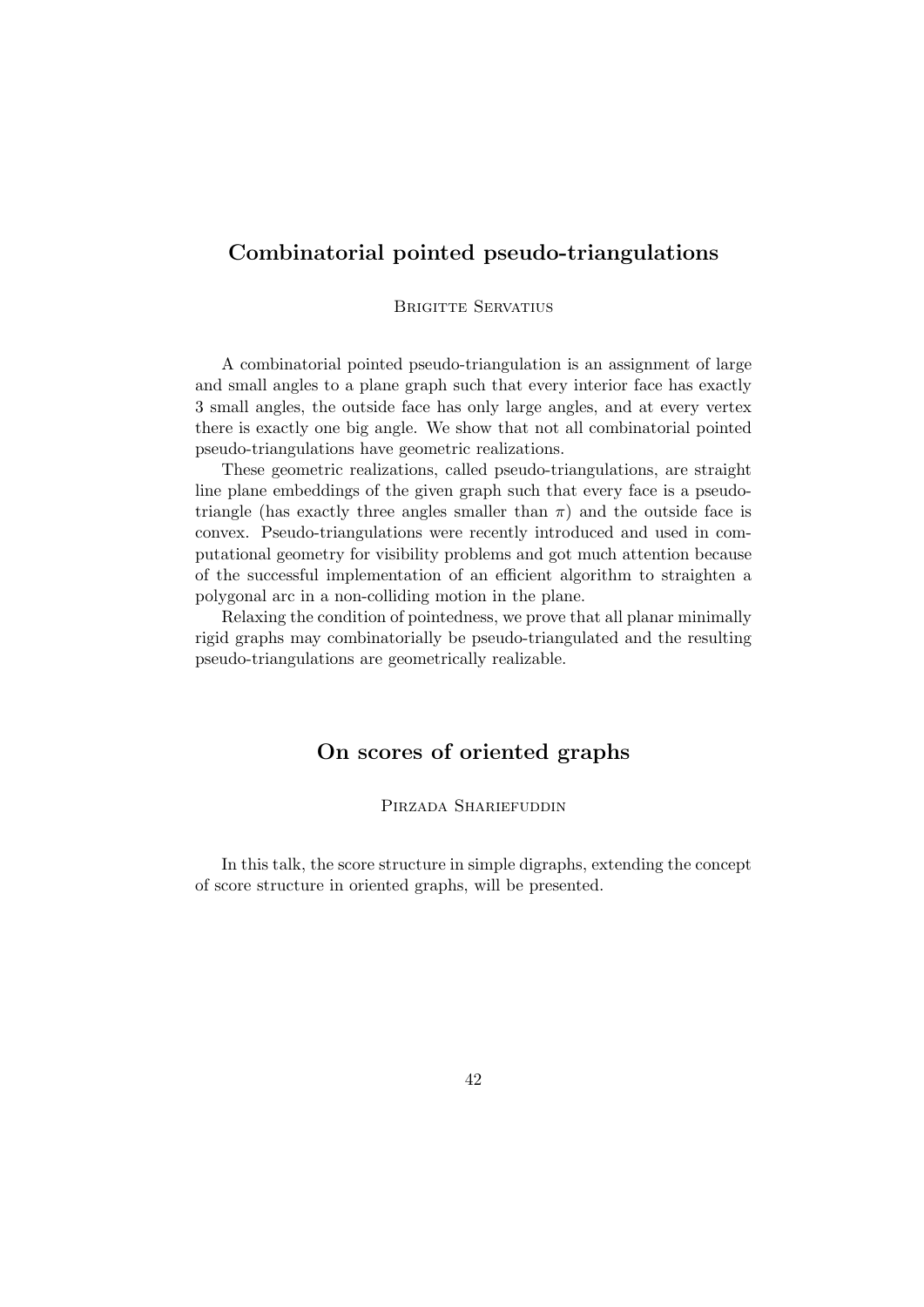## Combinatorial pointed pseudo-triangulations

Brigitte Servatius

A combinatorial pointed pseudo-triangulation is an assignment of large and small angles to a plane graph such that every interior face has exactly 3 small angles, the outside face has only large angles, and at every vertex there is exactly one big angle. We show that not all combinatorial pointed pseudo-triangulations have geometric realizations.

These geometric realizations, called pseudo-triangulations, are straight line plane embeddings of the given graph such that every face is a pseudo-triangle (has exactly three angles smaller than $\pi$) and the outside face is convex. Pseudo-triangulations were recently introduced and used in computational geometry for visibility problems and got much attention because of the successful implementation of an efficient algorithm to straighten a polygonal arc in a non-colliding motion in the plane.

Relaxing the condition of pointedness, we prove that all planar minimally rigid graphs may combinatorially be pseudo-triangulated and the resulting pseudo-triangulations are geometrically realizable.

## On scores of oriented graphs

Pirzada Shariefuddin

In this talk, the score structure in simple digraphs, extending the concept of score structure in oriented graphs, will be presented.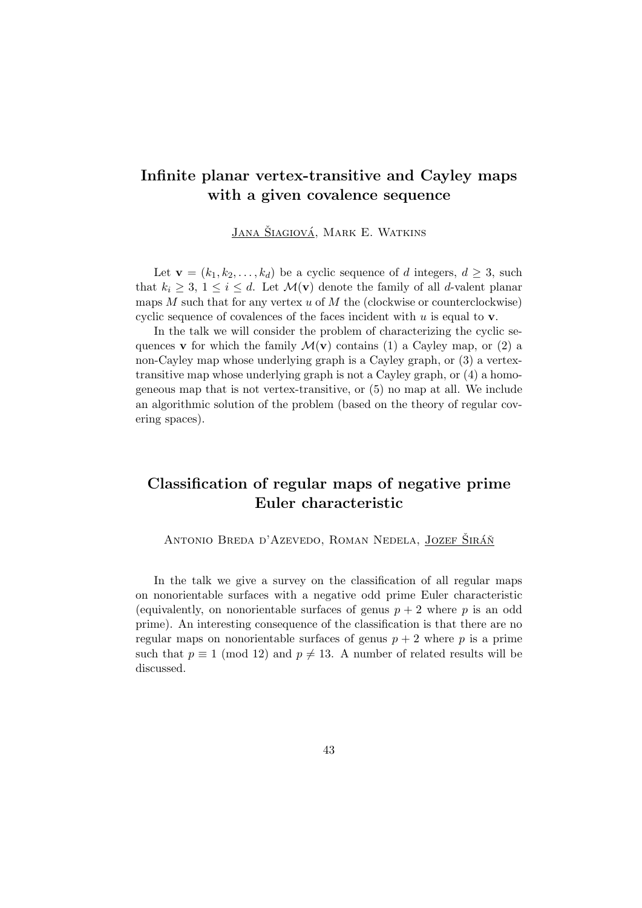## Infinite planar vertex-transitive and Cayley maps with a given covalence sequence

Jana Šiagiová, Mark E. Watkins

Let $\mathbf{v} = (k_1, k_2, \ldots, k_d)$ be a cyclic sequence of $d$ integers, $d \geq 3$, such that $k_i \geq 3$, $1 \leq i \leq d$. Let $\mathcal{M}(\mathbf{v})$ denote the family of all $d$-valent planar maps $M$ such that for any vertex $u$ of $M$ the (clockwise or counterclockwise) cyclic sequence of covalences of the faces incident with $u$ is equal to $\mathbf{v}$.

In the talk we will consider the problem of characterizing the cyclic sequences $\mathbf{v}$ for which the family $\mathcal{M}(\mathbf{v})$ contains (1) a Cayley map, or (2) a non-Cayley map whose underlying graph is a Cayley graph, or (3) a vertex-transitive map whose underlying graph is not a Cayley graph, or (4) a homogeneous map that is not vertex-transitive, or (5) no map at all. We include an algorithmic solution of the problem (based on the theory of regular covering spaces).

## Classification of regular maps of negative prime Euler characteristic

Antonio Breda d'Azevedo, Roman Nedela, Jozef Širáň

In the talk we give a survey on the classification of all regular maps on nonorientable surfaces with a negative odd prime Euler characteristic (equivalently, on nonorientable surfaces of genus $p + 2$ where $p$ is an odd prime). An interesting consequence of the classification is that there are no regular maps on nonorientable surfaces of genus $p + 2$ where $p$ is a prime such that $p \equiv 1 \pmod{12}$ and $p \neq 13$. A number of related results will be discussed.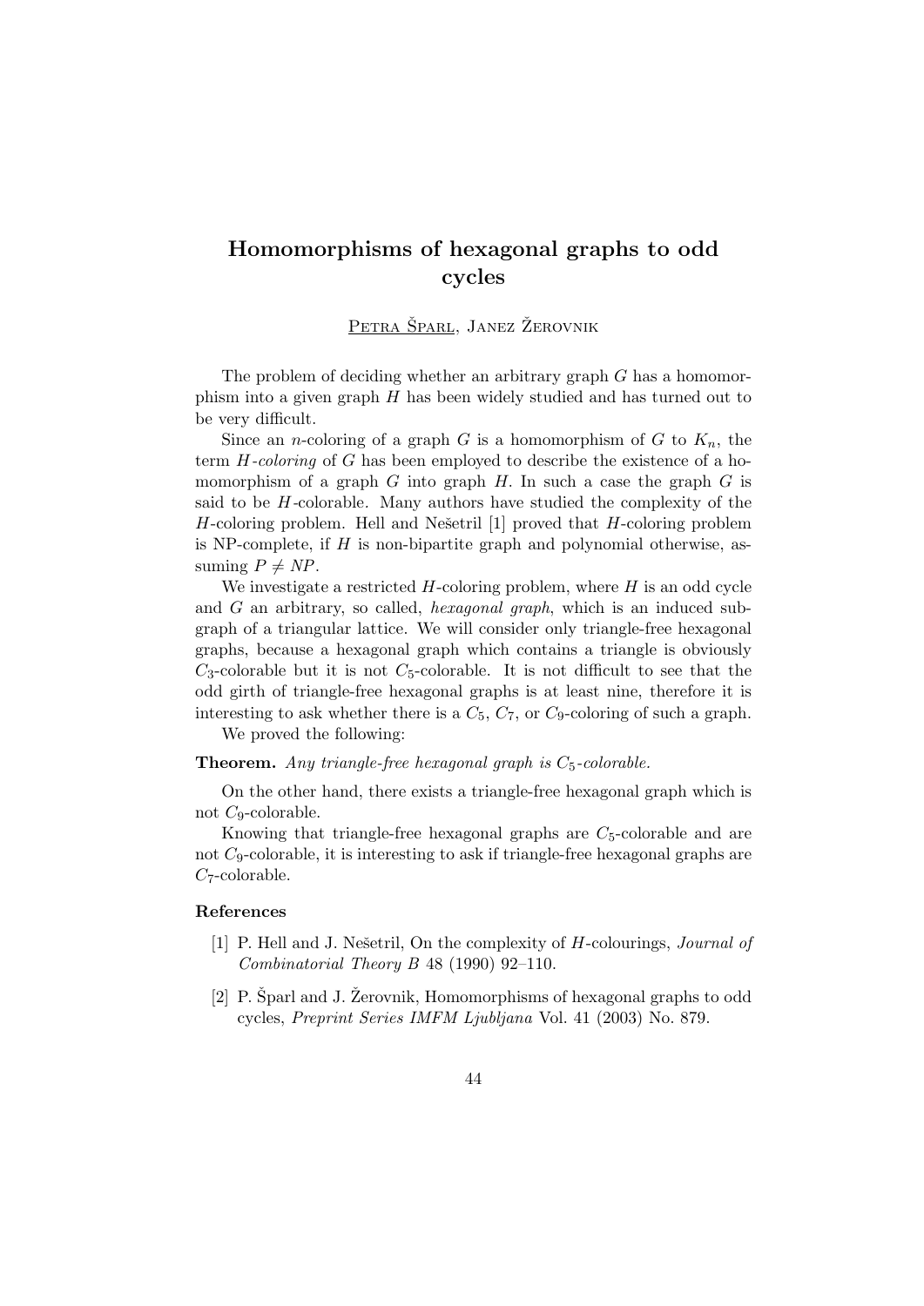# Homomorphisms of hexagonal graphs to odd cycles

Petra Šparl, Janez Žerovnik

The problem of deciding whether an arbitrary graph $G$ has a homomorphism into a given graph $H$ has been widely studied and has turned out to be very difficult.

Since an $n$-coloring of a graph $G$ is a homomorphism of $G$ to $K_n$, the term *$H$-coloring* of $G$ has been employed to describe the existence of a homomorphism of a graph $G$ into graph $H$. In such a case the graph $G$ is said to be $H$-colorable. Many authors have studied the complexity of the $H$-coloring problem. Hell and Nešetril [1] proved that $H$-coloring problem is NP-complete, if $H$ is non-bipartite graph and polynomial otherwise, assuming $P \neq NP$.

We investigate a restricted $H$-coloring problem, where $H$ is an odd cycle and $G$ an arbitrary, so called, *hexagonal graph*, which is an induced subgraph of a triangular lattice. We will consider only triangle-free hexagonal graphs, because a hexagonal graph which contains a triangle is obviously $C_3$-colorable but it is not $C_5$-colorable. It is not difficult to see that the odd girth of triangle-free hexagonal graphs is at least nine, therefore it is interesting to ask whether there is a $C_5$, $C_7$, or $C_9$-coloring of such a graph.

We proved the following:

**Theorem.** *Any triangle-free hexagonal graph is $C_5$-colorable.*

On the other hand, there exists a triangle-free hexagonal graph which is not $C_9$-colorable.

Knowing that triangle-free hexagonal graphs are $C_5$-colorable and are not $C_9$-colorable, it is interesting to ask if triangle-free hexagonal graphs are $C_7$-colorable.

### References

[1] P. Hell and J. Nešetril, On the complexity of $H$-colourings, *Journal of Combinatorial Theory B* 48 (1990) 92–110.

[2] P. Šparl and J. Žerovnik, Homomorphisms of hexagonal graphs to odd cycles, *Preprint Series IMFM Ljubljana* Vol. 41 (2003) No. 879.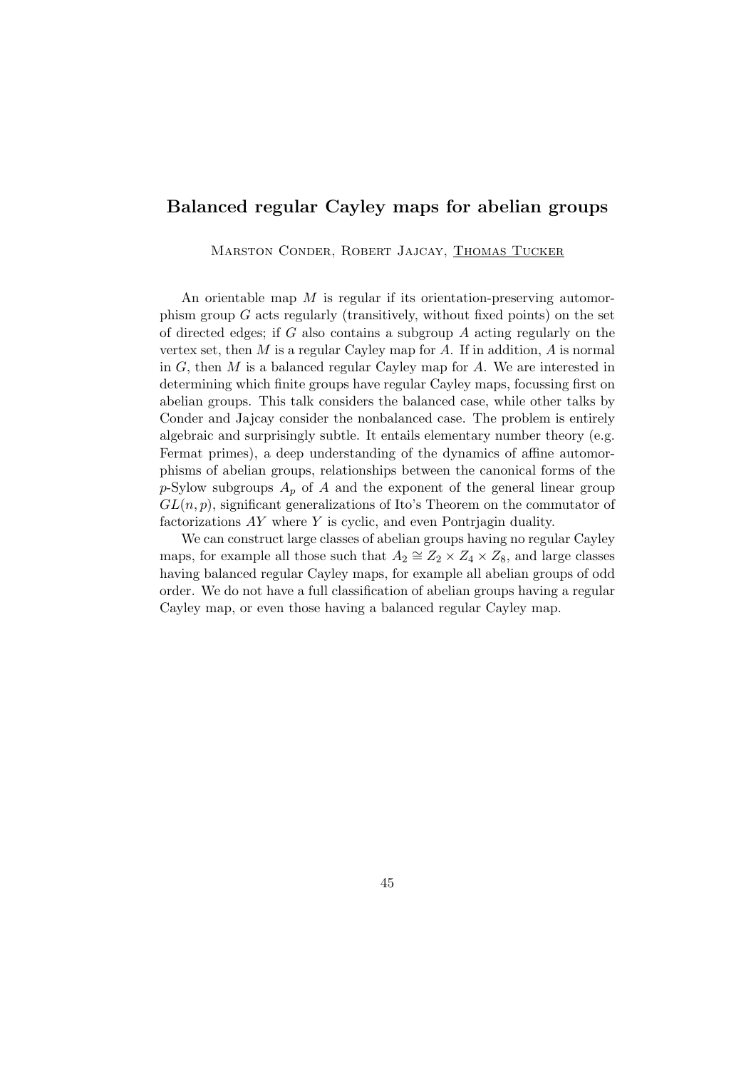## Balanced regular Cayley maps for abelian groups

Marston Conder, Robert Jajcay, Thomas Tucker

An orientable map $M$ is regular if its orientation-preserving automorphism group $G$ acts regularly (transitively, without fixed points) on the set of directed edges; if $G$ also contains a subgroup $A$ acting regularly on the vertex set, then $M$ is a regular Cayley map for $A$. If in addition, $A$ is normal in $G$, then $M$ is a balanced regular Cayley map for $A$. We are interested in determining which finite groups have regular Cayley maps, focussing first on abelian groups. This talk considers the balanced case, while other talks by Conder and Jajcay consider the nonbalanced case. The problem is entirely algebraic and surprisingly subtle. It entails elementary number theory (e.g. Fermat primes), a deep understanding of the dynamics of affine automorphisms of abelian groups, relationships between the canonical forms of the $p$-Sylow subgroups $A_p$ of $A$ and the exponent of the general linear group $GL(n, p)$, significant generalizations of Ito's Theorem on the commutator of factorizations $AY$ where $Y$ is cyclic, and even Pontrjagin duality.

We can construct large classes of abelian groups having no regular Cayley maps, for example all those such that $A_2 \cong Z_2 \times Z_4 \times Z_8$, and large classes having balanced regular Cayley maps, for example all abelian groups of odd order. We do not have a full classification of abelian groups having a regular Cayley map, or even those having a balanced regular Cayley map.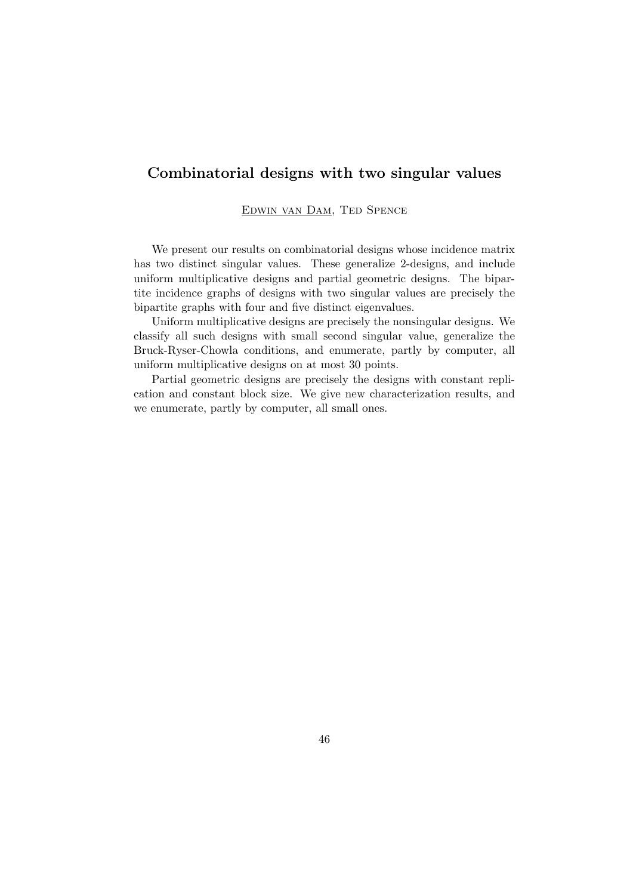## Combinatorial designs with two singular values

Edwin van Dam, Ted Spence

We present our results on combinatorial designs whose incidence matrix has two distinct singular values. These generalize 2-designs, and include uniform multiplicative designs and partial geometric designs. The bipartite incidence graphs of designs with two singular values are precisely the bipartite graphs with four and five distinct eigenvalues.

Uniform multiplicative designs are precisely the nonsingular designs. We classify all such designs with small second singular value, generalize the Bruck-Ryser-Chowla conditions, and enumerate, partly by computer, all uniform multiplicative designs on at most 30 points.

Partial geometric designs are precisely the designs with constant replication and constant block size. We give new characterization results, and we enumerate, partly by computer, all small ones.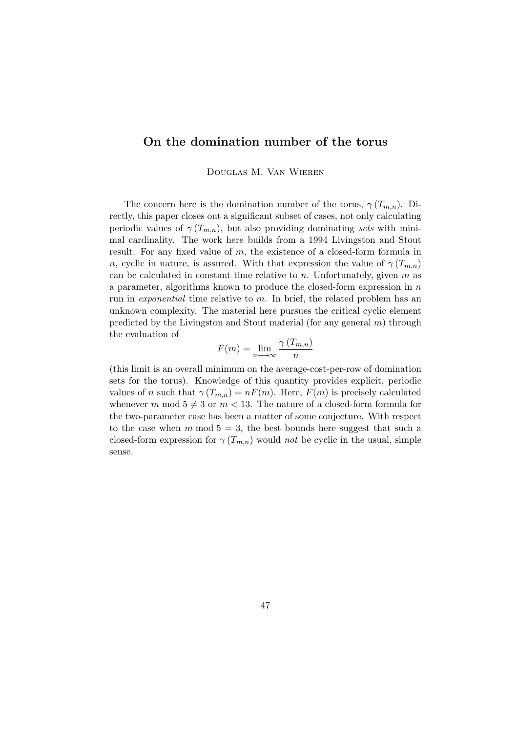## On the domination number of the torus

Douglas M. Van Wieren

The concern here is the domination number of the torus, $\gamma(T_{m,n})$. Directly, this paper closes out a significant subset of cases, not only calculating periodic values of $\gamma(T_{m,n})$, but also providing dominating *sets* with minimal cardinality. The work here builds from a 1994 Livingston and Stout result: For any fixed value of $m$, the existence of a closed-form formula in $n$, cyclic in nature, is assured. With that expression the value of $\gamma(T_{m,n})$ can be calculated in constant time relative to $n$. Unfortunately, given $m$ as a parameter, algorithms known to produce the closed-form expression in $n$ run in *exponential* time relative to $m$. In brief, the related problem has an unknown complexity. The material here pursues the critical cyclic element predicted by the Livingston and Stout material (for any general $m$) through the evaluation of

$$F(m) = \lim_{n \longrightarrow \infty} \frac{\gamma(T_{m,n})}{n}$$

(this limit is an overall minimum on the average-cost-per-row of domination sets for the torus). Knowledge of this quantity provides explicit, periodic values of $n$ such that $\gamma(T_{m,n}) = nF(m)$. Here, $F(m)$ is precisely calculated whenever $m \bmod 5 \neq 3$ or $m < 13$. The nature of a closed-form formula for the two-parameter case has been a matter of some conjecture. With respect to the case when $m \bmod 5 = 3$, the best bounds here suggest that such a closed-form expression for $\gamma(T_{m,n})$ would *not* be cyclic in the usual, simple sense.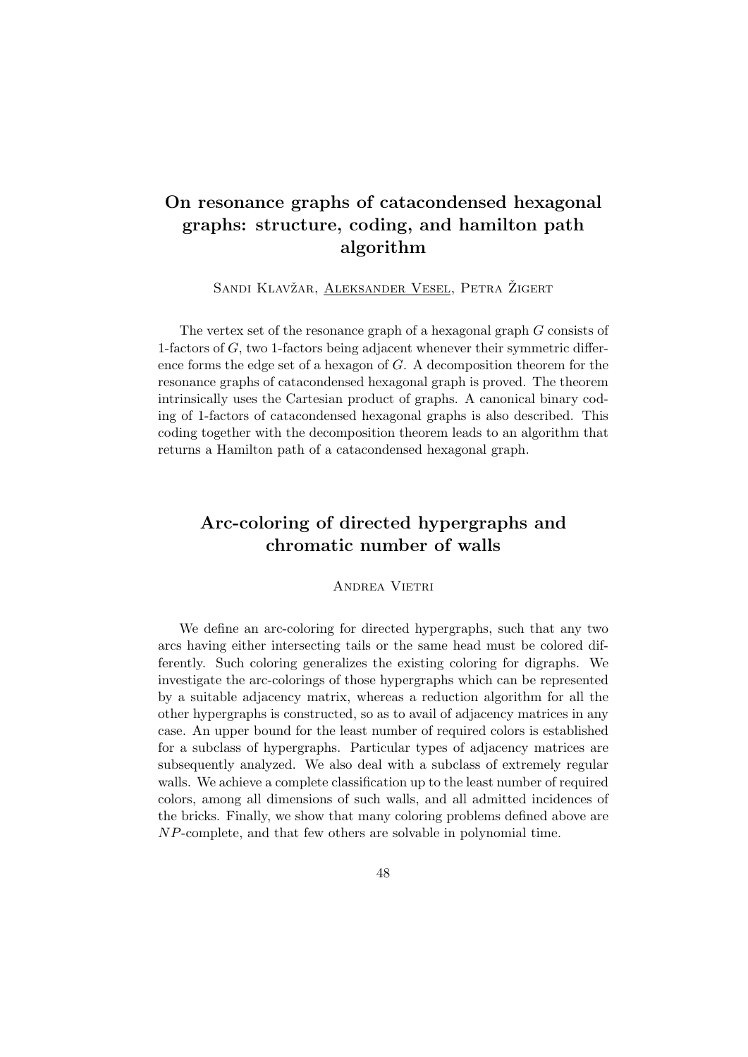## On resonance graphs of catacondensed hexagonal graphs: structure, coding, and hamilton path algorithm

Sandi Klavžar, Aleksander Vesel, Petra Žigert

The vertex set of the resonance graph of a hexagonal graph $G$ consists of 1-factors of $G$, two 1-factors being adjacent whenever their symmetric difference forms the edge set of a hexagon of $G$. A decomposition theorem for the resonance graphs of catacondensed hexagonal graph is proved. The theorem intrinsically uses the Cartesian product of graphs. A canonical binary coding of 1-factors of catacondensed hexagonal graphs is also described. This coding together with the decomposition theorem leads to an algorithm that returns a Hamilton path of a catacondensed hexagonal graph.

## Arc-coloring of directed hypergraphs and chromatic number of walls

Andrea Vietri

We define an arc-coloring for directed hypergraphs, such that any two arcs having either intersecting tails or the same head must be colored differently. Such coloring generalizes the existing coloring for digraphs. We investigate the arc-colorings of those hypergraphs which can be represented by a suitable adjacency matrix, whereas a reduction algorithm for all the other hypergraphs is constructed, so as to avail of adjacency matrices in any case. An upper bound for the least number of required colors is established for a subclass of hypergraphs. Particular types of adjacency matrices are subsequently analyzed. We also deal with a subclass of extremely regular walls. We achieve a complete classification up to the least number of required colors, among all dimensions of such walls, and all admitted incidences of the bricks. Finally, we show that many coloring problems defined above are $NP$-complete, and that few others are solvable in polynomial time.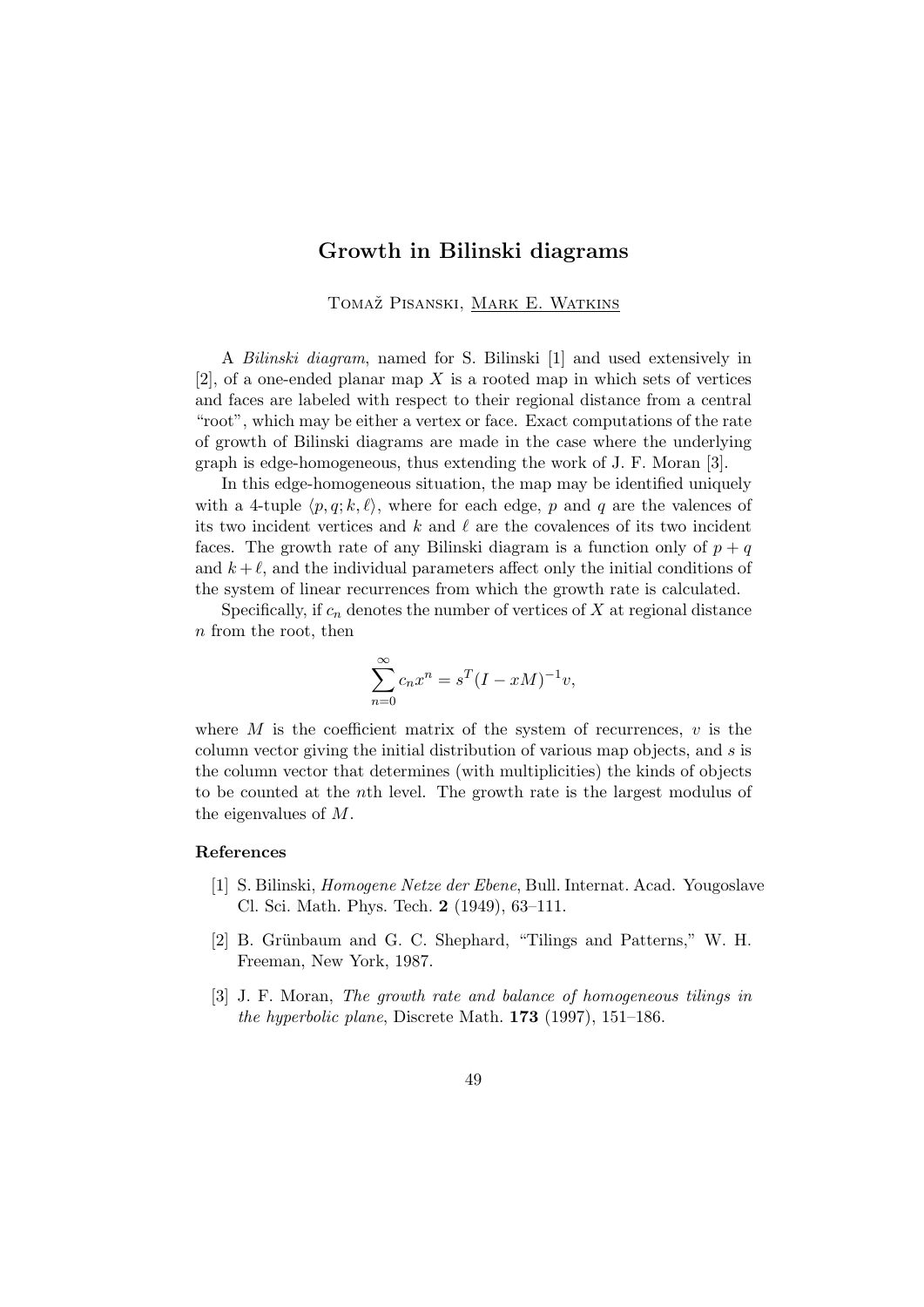# Growth in Bilinski diagrams

Tomaž Pisanski, Mark E. Watkins

A *Bilinski diagram*, named for S. Bilinski [1] and used extensively in [2], of a one-ended planar map $X$ is a rooted map in which sets of vertices and faces are labeled with respect to their regional distance from a central "root", which may be either a vertex or face. Exact computations of the rate of growth of Bilinski diagrams are made in the case where the underlying graph is edge-homogeneous, thus extending the work of J. F. Moran [3].

In this edge-homogeneous situation, the map may be identified uniquely with a 4-tuple $\langle p, q; k, \ell \rangle$, where for each edge, $p$ and $q$ are the valences of its two incident vertices and $k$ and $\ell$ are the covalences of its two incident faces. The growth rate of any Bilinski diagram is a function only of $p + q$ and $k + \ell$, and the individual parameters affect only the initial conditions of the system of linear recurrences from which the growth rate is calculated.

Specifically, if $c_n$ denotes the number of vertices of $X$ at regional distance $n$ from the root, then

$$\sum_{n=0}^{\infty} c_n x^n = s^T (I - xM)^{-1} v,$$

where $M$ is the coefficient matrix of the system of recurrences, $v$ is the column vector giving the initial distribution of various map objects, and $s$ is the column vector that determines (with multiplicities) the kinds of objects to be counted at the $n$th level. The growth rate is the largest modulus of the eigenvalues of $M$.

### References

[1] S. Bilinski, *Homogene Netze der Ebene*, Bull. Internat. Acad. Yougoslave Cl. Sci. Math. Phys. Tech. **2** (1949), 63–111.

[2] B. Grünbaum and G. C. Shephard, "Tilings and Patterns," W. H. Freeman, New York, 1987.

[3] J. F. Moran, *The growth rate and balance of homogeneous tilings in the hyperbolic plane*, Discrete Math. **173** (1997), 151–186.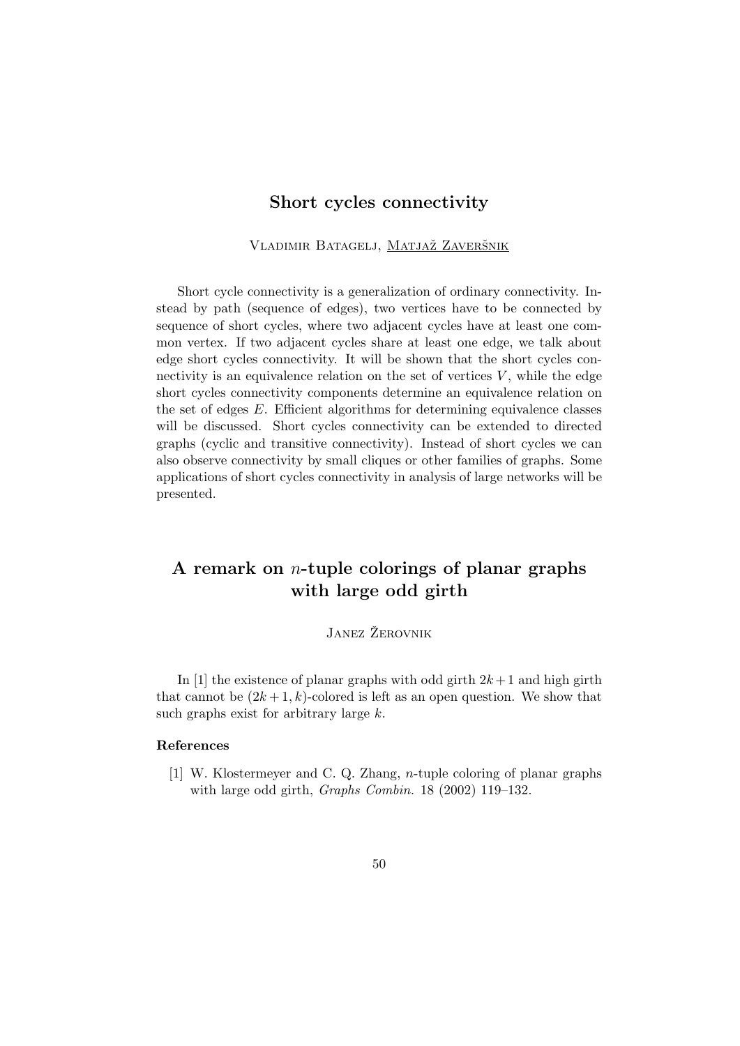## Short cycles connectivity

Vladimir Batagelj, <u>Matjaž Zaveršnik</u>

Short cycle connectivity is a generalization of ordinary connectivity. Instead by path (sequence of edges), two vertices have to be connected by sequence of short cycles, where two adjacent cycles have at least one common vertex. If two adjacent cycles share at least one edge, we talk about edge short cycles connectivity. It will be shown that the short cycles connectivity is an equivalence relation on the set of vertices $V$, while the edge short cycles connectivity components determine an equivalence relation on the set of edges $E$. Efficient algorithms for determining equivalence classes will be discussed. Short cycles connectivity can be extended to directed graphs (cyclic and transitive connectivity). Instead of short cycles we can also observe connectivity by small cliques or other families of graphs. Some applications of short cycles connectivity in analysis of large networks will be presented.

## A remark on $n$-tuple colorings of planar graphs with large odd girth

Janez Žerovnik

In [1] the existence of planar graphs with odd girth $2k+1$ and high girth that cannot be $(2k+1, k)$-colored is left as an open question. We show that such graphs exist for arbitrary large $k$.

### References

[1] W. Klostermeyer and C. Q. Zhang, $n$-tuple coloring of planar graphs with large odd girth, *Graphs Combin.* 18 (2002) 119–132.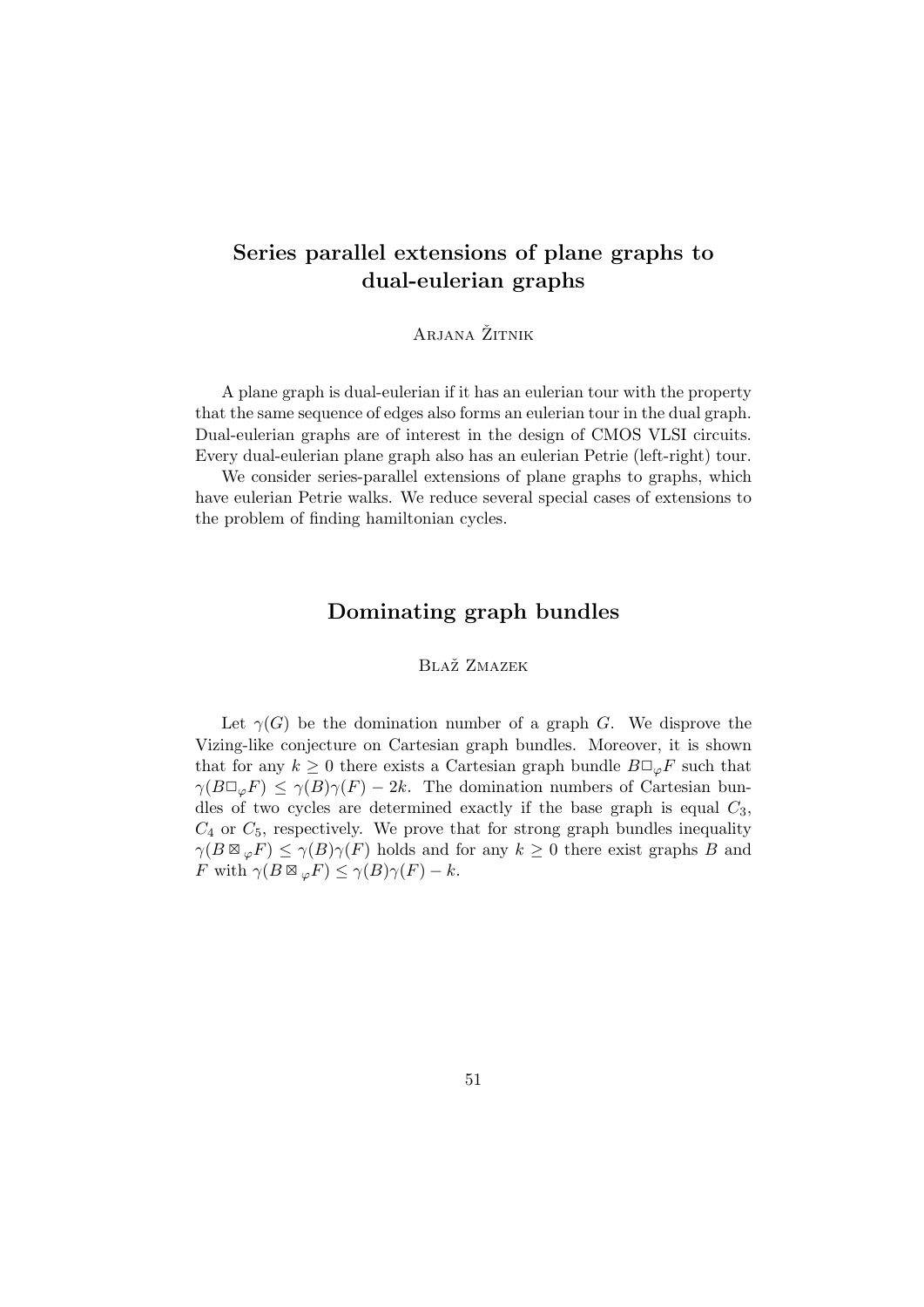## Series parallel extensions of plane graphs to dual-eulerian graphs

Arjana Žitnik

A plane graph is dual-eulerian if it has an eulerian tour with the property that the same sequence of edges also forms an eulerian tour in the dual graph. Dual-eulerian graphs are of interest in the design of CMOS VLSI circuits. Every dual-eulerian plane graph also has an eulerian Petrie (left-right) tour.

We consider series-parallel extensions of plane graphs to graphs, which have eulerian Petrie walks. We reduce several special cases of extensions to the problem of finding hamiltonian cycles.

## Dominating graph bundles

Blaž Zmazek

Let $\gamma(G)$ be the domination number of a graph $G$. We disprove the Vizing-like conjecture on Cartesian graph bundles. Moreover, it is shown that for any $k \geq 0$ there exists a Cartesian graph bundle $B \Box_{\varphi} F$ such that $\gamma(B \Box_{\varphi} F) \leq \gamma(B)\gamma(F) - 2k$. The domination numbers of Cartesian bundles of two cycles are determined exactly if the base graph is equal $C_3$, $C_4$ or $C_5$, respectively. We prove that for strong graph bundles inequality $\gamma(B \boxtimes_{\varphi} F) \leq \gamma(B)\gamma(F)$ holds and for any $k \geq 0$ there exist graphs $B$ and $F$ with $\gamma(B \boxtimes_{\varphi} F) \leq \gamma(B)\gamma(F) - k$.